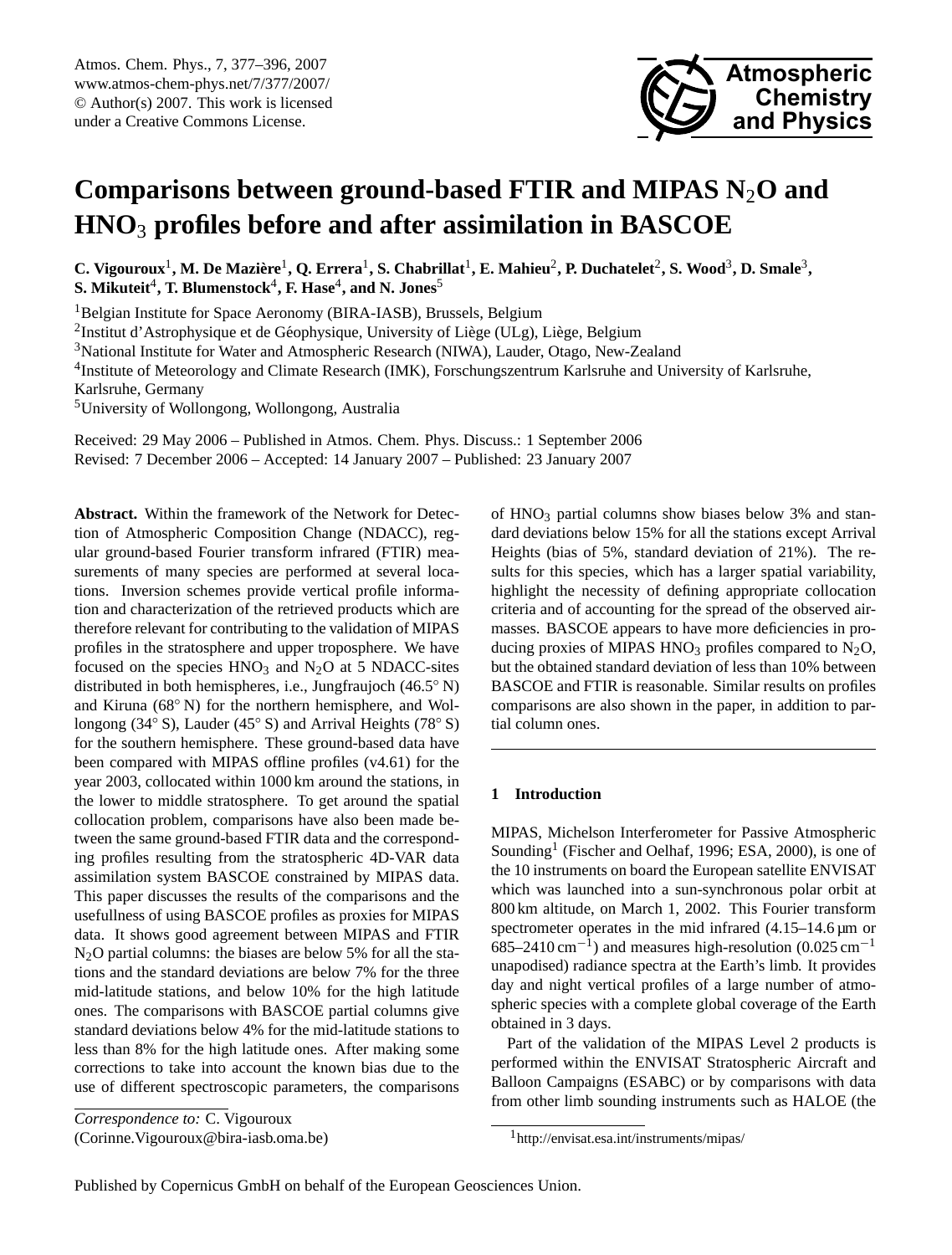# Comparisons between ground-based FTIR and MIPAS $N_2O$ and $HNO_3$ profiles before and after assimilation in BASCOE

**C. Vigouroux[1], M. De Mazière[1], Q. Errera[1], S. Chabrillat[1], E. Mahieu[2], P. Duchatelet[2], S. Wood[3], D. Smale[3], S. Mikuteit[4], T. Blumenstock[4], F. Hase[4], and N. Jones[5]**

[1]Belgian Institute for Space Aeronomy (BIRA-IASB), Brussels, Belgium

[2]Institut d'Astrophysique et de Géophysique, University of Liège (ULg), Liège, Belgium

[3]National Institute for Water and Atmospheric Research (NIWA), Lauder, Otago, New-Zealand

[4]Institute of Meteorology and Climate Research (IMK), Forschungszentrum Karlsruhe and University of Karlsruhe, Karlsruhe, Germany

[5]University of Wollongong, Wollongong, Australia

Received: 29 May 2006 – Published in Atmos. Chem. Phys. Discuss.: 1 September 2006
Revised: 7 December 2006 – Accepted: 14 January 2007 – Published: 23 January 2007

**Abstract.** Within the framework of the Network for Detection of Atmospheric Composition Change (NDACC), regular ground-based Fourier transform infrared (FTIR) measurements of many species are performed at several locations. Inversion schemes provide vertical profile information and characterization of the retrieved products which are therefore relevant for contributing to the validation of MIPAS profiles in the stratosphere and upper troposphere. We have focused on the species $HNO_3$ and $N_2O$ at 5 NDACC-sites distributed in both hemispheres, i.e., Jungfraujoch (46.5° N) and Kiruna (68° N) for the northern hemisphere, and Wollongong (34° S), Lauder (45° S) and Arrival Heights (78° S) for the southern hemisphere. These ground-based data have been compared with MIPAS offline profiles (v4.61) for the year 2003, collocated within 1000 km around the stations, in the lower to middle stratosphere. To get around the spatial collocation problem, comparisons have also been made between the same ground-based FTIR data and the corresponding profiles resulting from the stratospheric 4D-VAR data assimilation system BASCOE constrained by MIPAS data. This paper discusses the results of the comparisons and the usefullness of using BASCOE profiles as proxies for MIPAS data. It shows good agreement between MIPAS and FTIR $N_2O$ partial columns: the biases are below 5% for all the stations and the standard deviations are below 7% for the three mid-latitude stations, and below 10% for the high latitude ones. The comparisons with BASCOE partial columns give standard deviations below 4% for the mid-latitude stations to less than 8% for the high latitude ones. After making some corrections to take into account the known bias due to the use of different spectroscopic parameters, the comparisons of $HNO_3$ partial columns show biases below 3% and standard deviations below 15% for all the stations except Arrival Heights (bias of 5%, standard deviation of 21%). The results for this species, which has a larger spatial variability, highlight the necessity of defining appropriate collocation criteria and of accounting for the spread of the observed airmasses. BASCOE appears to have more deficiencies in producing proxies of MIPAS $HNO_3$ profiles compared to $N_2O$, but the obtained standard deviation of less than 10% between BASCOE and FTIR is reasonable. Similar results on profiles comparisons are also shown in the paper, in addition to partial column ones.

*Correspondence to:* C. Vigouroux
(Corinne.Vigouroux@bira-iasb.oma.be)

## 1 Introduction

MIPAS, Michelson Interferometer for Passive Atmospheric Sounding[1] (Fischer and Oelhaf, 1996; ESA, 2000), is one of the 10 instruments on board the European satellite ENVISAT which was launched into a sun-synchronous polar orbit at 800 km altitude, on March 1, 2002. This Fourier transform spectrometer operates in the mid infrared (4.15–14.6 µm or 685–2410 $cm^{-1}$) and measures high-resolution (0.025 $cm^{-1}$ unapodised) radiance spectra at the Earth's limb. It provides day and night vertical profiles of a large number of atmospheric species with a complete global coverage of the Earth obtained in 3 days.

Part of the validation of the MIPAS Level 2 products is performed within the ENVISAT Stratospheric Aircraft and Balloon Campaigns (ESABC) or by comparisons with data from other limb sounding instruments such as HALOE (the

[1]http://envisat.esa.int/instruments/mipas/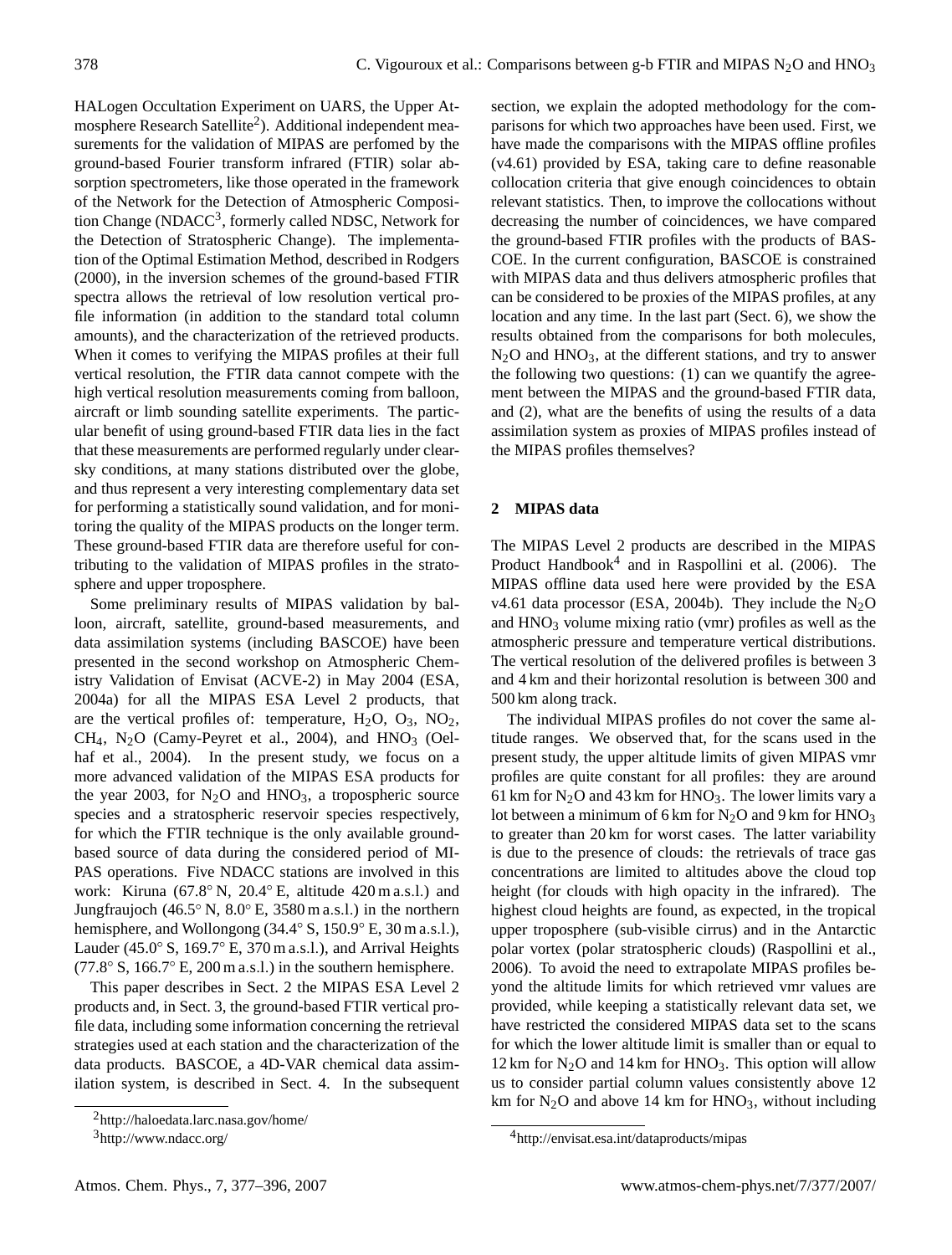HALogen Occultation Experiment on UARS, the Upper Atmosphere Research Satellite[2]). Additional independent measurements for the validation of MIPAS are perfomed by the ground-based Fourier transform infrared (FTIR) solar absorption spectrometers, like those operated in the framework of the Network for the Detection of Atmospheric Composition Change (NDACC[3], formerly called NDSC, Network for the Detection of Stratospheric Change). The implementation of the Optimal Estimation Method, described in Rodgers (2000), in the inversion schemes of the ground-based FTIR spectra allows the retrieval of low resolution vertical profile information (in addition to the standard total column amounts), and the characterization of the retrieved products. When it comes to verifying the MIPAS profiles at their full vertical resolution, the FTIR data cannot compete with the high vertical resolution measurements coming from balloon, aircraft or limb sounding satellite experiments. The particular benefit of using ground-based FTIR data lies in the fact that these measurements are performed regularly under clear-sky conditions, at many stations distributed over the globe, and thus represent a very interesting complementary data set for performing a statistically sound validation, and for monitoring the quality of the MIPAS products on the longer term. These ground-based FTIR data are therefore useful for contributing to the validation of MIPAS profiles in the stratosphere and upper troposphere.

Some preliminary results of MIPAS validation by balloon, aircraft, satellite, ground-based measurements, and data assimilation systems (including BASCOE) have been presented in the second workshop on Atmospheric Chemistry Validation of Envisat (ACVE-2) in May 2004 (ESA, 2004a) for all the MIPAS ESA Level 2 products, that are the vertical profiles of: temperature, $H_2O$, $O_3$, $NO_2$, $CH_4$, $N_2O$ (Camy-Peyret et al., 2004), and $HNO_3$ (Oelhaf et al., 2004). In the present study, we focus on a more advanced validation of the MIPAS ESA products for the year 2003, for $N_2O$ and $HNO_3$, a tropospheric source species and a stratospheric reservoir species respectively, for which the FTIR technique is the only available ground-based source of data during the considered period of MIPAS operations. Five NDACC stations are involved in this work: Kiruna (67.8° N, 20.4° E, altitude 420 m a.s.l.) and Jungfraujoch (46.5° N, 8.0° E, 3580 m a.s.l.) in the northern hemisphere, and Wollongong (34.4° S, 150.9° E, 30 m a.s.l.), Lauder (45.0° S, 169.7° E, 370 m a.s.l.), and Arrival Heights (77.8° S, 166.7° E, 200 m a.s.l.) in the southern hemisphere.

This paper describes in Sect. 2 the MIPAS ESA Level 2 products and, in Sect. 3, the ground-based FTIR vertical profile data, including some information concerning the retrieval strategies used at each station and the characterization of the data products. BASCOE, a 4D-VAR chemical data assimilation system, is described in Sect. 4. In the subsequent section, we explain the adopted methodology for the comparisons for which two approaches have been used. First, we have made the comparisons with the MIPAS offline profiles (v4.61) provided by ESA, taking care to define reasonable collocation criteria that give enough coincidences to obtain relevant statistics. Then, to improve the collocations without decreasing the number of coincidences, we have compared the ground-based FTIR profiles with the products of BASCOE. In the current configuration, BASCOE is constrained with MIPAS data and thus delivers atmospheric profiles that can be considered to be proxies of the MIPAS profiles, at any location and any time. In the last part (Sect. 6), we show the results obtained from the comparisons for both molecules, $N_2O$ and $HNO_3$, at the different stations, and try to answer the following two questions: (1) can we quantify the agreement between the MIPAS and the ground-based FTIR data, and (2), what are the benefits of using the results of a data assimilation system as proxies of MIPAS profiles instead of the MIPAS profiles themselves?

## 2 MIPAS data

The MIPAS Level 2 products are described in the MIPAS Product Handbook[4] and in Raspollini et al. (2006). The MIPAS offline data used here were provided by the ESA v4.61 data processor (ESA, 2004b). They include the $N_2O$ and $HNO_3$ volume mixing ratio (vmr) profiles as well as the atmospheric pressure and temperature vertical distributions. The vertical resolution of the delivered profiles is between 3 and 4 km and their horizontal resolution is between 300 and 500 km along track.

The individual MIPAS profiles do not cover the same altitude ranges. We observed that, for the scans used in the present study, the upper altitude limits of given MIPAS vmr profiles are quite constant for all profiles: they are around 61 km for $N_2O$ and 43 km for $HNO_3$. The lower limits vary a lot between a minimum of 6 km for $N_2O$ and 9 km for $HNO_3$ to greater than 20 km for worst cases. The latter variability is due to the presence of clouds: the retrievals of trace gas concentrations are limited to altitudes above the cloud top height (for clouds with high opacity in the infrared). The highest cloud heights are found, as expected, in the tropical upper troposphere (sub-visible cirrus) and in the Antarctic polar vortex (polar stratospheric clouds) (Raspollini et al., 2006). To avoid the need to extrapolate MIPAS profiles beyond the altitude limits for which retrieved vmr values are provided, while keeping a statistically relevant data set, we have restricted the considered MIPAS data set to the scans for which the lower altitude limit is smaller than or equal to 12 km for $N_2O$ and 14 km for $HNO_3$. This option will allow us to consider partial column values consistently above 12 km for $N_2O$ and above 14 km for $HNO_3$, without including

[2]http://haloedata.larc.nasa.gov/home/

[3]http://www.ndacc.org/

[4]http://envisat.esa.int/dataproducts/mipas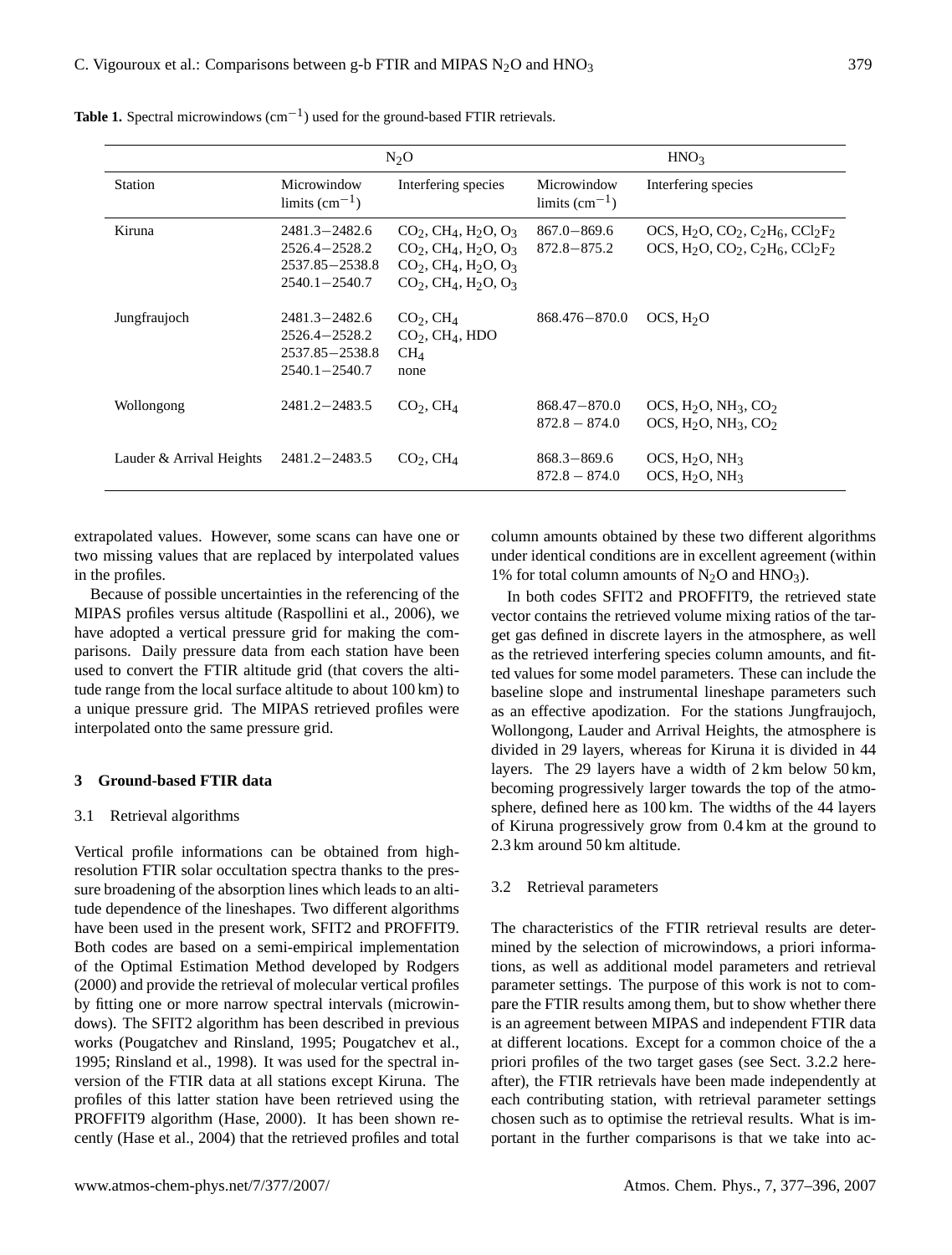**Table 1.** Spectral microwindows ($cm^{-1}$) used for the ground-based FTIR retrievals.

| | $N_2O$ | | $HNO_3$ | |
|---|---|---|---|---|
| Station | Microwindow limits ($cm^{-1}$) | Interfering species | Microwindow limits ($cm^{-1}$) | Interfering species |
| Kiruna | 2481.3−2482.6 | $CO_2$, $CH_4$, $H_2O$, $O_3$ | 867.0−869.6 | OCS, $H_2O$, $CO_2$, $C_2H_6$, $CCl_2F_2$ |
| | 2526.4−2528.2 | $CO_2$, $CH_4$, $H_2O$, $O_3$ | 872.8−875.2 | OCS, $H_2O$, $CO_2$, $C_2H_6$, $CCl_2F_2$ |
| | 2537.85−2538.8 | $CO_2$, $CH_4$, $H_2O$, $O_3$ | | |
| | 2540.1−2540.7 | $CO_2$, $CH_4$, $H_2O$, $O_3$ | | |
| Jungfraujoch | 2481.3−2482.6 | $CO_2$, $CH_4$ | 868.476−870.0 | OCS, $H_2O$ |
| | 2526.4−2528.2 | $CO_2$, $CH_4$, HDO | | |
| | 2537.85−2538.8 | $CH_4$ | | |
| | 2540.1−2540.7 | none | | |
| Wollongong | 2481.2−2483.5 | $CO_2$, $CH_4$ | 868.47−870.0 | OCS, $H_2O$, $NH_3$, $CO_2$ |
| | | | 872.8 − 874.0 | OCS, $H_2O$, $NH_3$, $CO_2$ |
| Lauder & Arrival Heights | 2481.2−2483.5 | $CO_2$, $CH_4$ | 868.3−869.6 | OCS, $H_2O$, $NH_3$ |
| | | | 872.8 − 874.0 | OCS, $H_2O$, $NH_3$ |

extrapolated values. However, some scans can have one or two missing values that are replaced by interpolated values in the profiles.

Because of possible uncertainties in the referencing of the MIPAS profiles versus altitude (Raspollini et al., 2006), we have adopted a vertical pressure grid for making the comparisons. Daily pressure data from each station have been used to convert the FTIR altitude grid (that covers the altitude range from the local surface altitude to about 100 km) to a unique pressure grid. The MIPAS retrieved profiles were interpolated onto the same pressure grid.

## 3 Ground-based FTIR data

### 3.1 Retrieval algorithms

Vertical profile informations can be obtained from high-resolution FTIR solar occultation spectra thanks to the pressure broadening of the absorption lines which leads to an altitude dependence of the lineshapes. Two different algorithms have been used in the present work, SFIT2 and PROFFIT9. Both codes are based on a semi-empirical implementation of the Optimal Estimation Method developed by Rodgers (2000) and provide the retrieval of molecular vertical profiles by fitting one or more narrow spectral intervals (microwindows). The SFIT2 algorithm has been described in previous works (Pougatchev and Rinsland, 1995; Pougatchev et al., 1995; Rinsland et al., 1998). It was used for the spectral inversion of the FTIR data at all stations except Kiruna. The profiles of this latter station have been retrieved using the PROFFIT9 algorithm (Hase, 2000). It has been shown recently (Hase et al., 2004) that the retrieved profiles and total column amounts obtained by these two different algorithms under identical conditions are in excellent agreement (within 1% for total column amounts of $N_2O$ and $HNO_3$).

In both codes SFIT2 and PROFFIT9, the retrieved state vector contains the retrieved volume mixing ratios of the target gas defined in discrete layers in the atmosphere, as well as the retrieved interfering species column amounts, and fitted values for some model parameters. These can include the baseline slope and instrumental lineshape parameters such as an effective apodization. For the stations Jungfraujoch, Wollongong, Lauder and Arrival Heights, the atmosphere is divided in 29 layers, whereas for Kiruna it is divided in 44 layers. The 29 layers have a width of 2 km below 50 km, becoming progressively larger towards the top of the atmosphere, defined here as 100 km. The widths of the 44 layers of Kiruna progressively grow from 0.4 km at the ground to 2.3 km around 50 km altitude.

### 3.2 Retrieval parameters

The characteristics of the FTIR retrieval results are determined by the selection of microwindows, a priori informations, as well as additional model parameters and retrieval parameter settings. The purpose of this work is not to compare the FTIR results among them, but to show whether there is an agreement between MIPAS and independent FTIR data at different locations. Except for a common choice of the a priori profiles of the two target gases (see Sect. 3.2.2 hereafter), the FTIR retrievals have been made independently at each contributing station, with retrieval parameter settings chosen such as to optimise the retrieval results. What is important in the further comparisons is that we take into ac-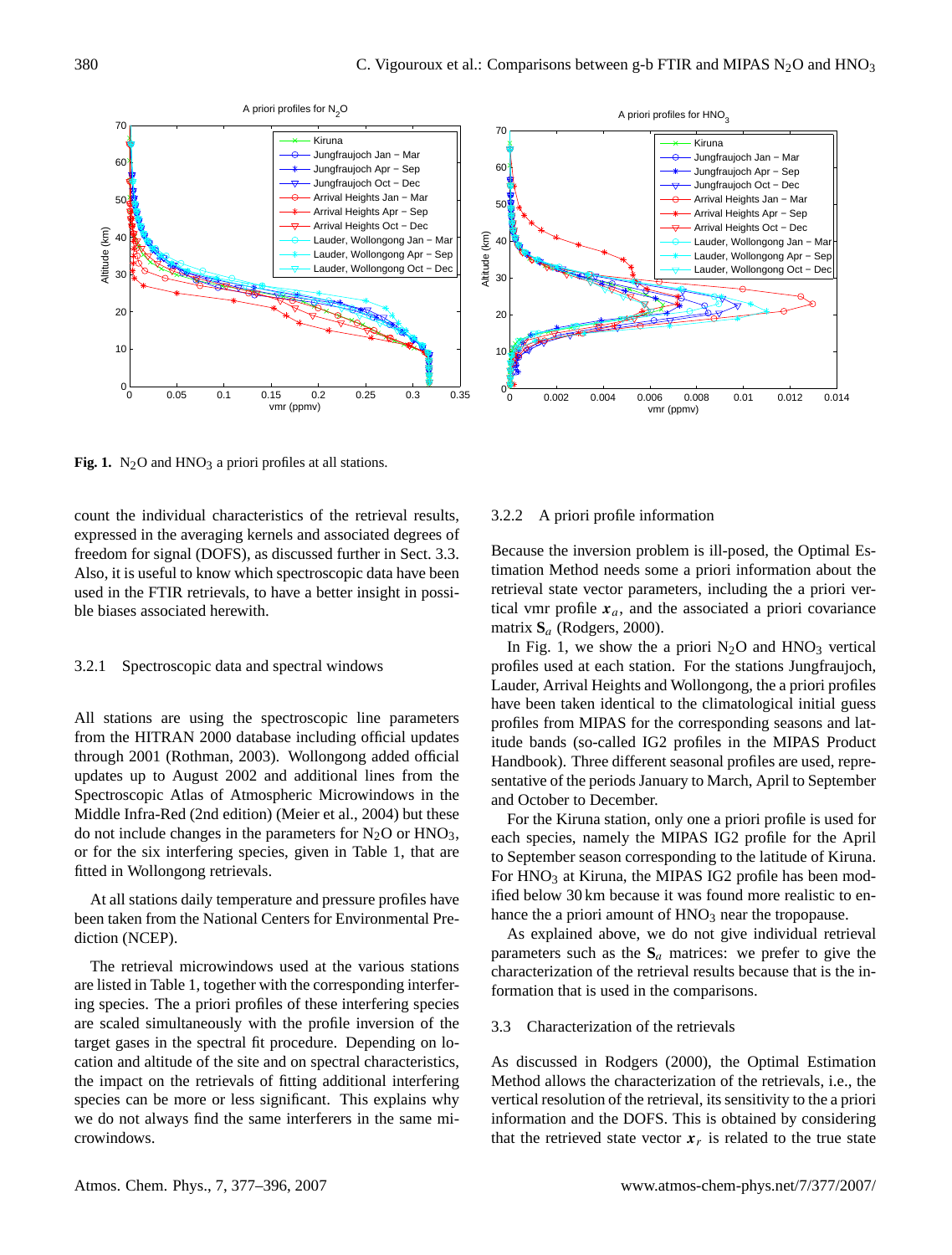**Fig. 1.** $N_2O$ and $HNO_3$ a priori profiles at all stations.

count the individual characteristics of the retrieval results, expressed in the averaging kernels and associated degrees of freedom for signal (DOFS), as discussed further in Sect. 3.3. Also, it is useful to know which spectroscopic data have been used in the FTIR retrievals, to have a better insight in possible biases associated herewith.

#### 3.2.1 Spectroscopic data and spectral windows

All stations are using the spectroscopic line parameters from the HITRAN 2000 database including official updates through 2001 (Rothman, 2003). Wollongong added official updates up to August 2002 and additional lines from the Spectroscopic Atlas of Atmospheric Microwindows in the Middle Infra-Red (2nd edition) (Meier et al., 2004) but these do not include changes in the parameters for $N_2O$ or $HNO_3$, or for the six interfering species, given in Table 1, that are fitted in Wollongong retrievals.

At all stations daily temperature and pressure profiles have been taken from the National Centers for Environmental Prediction (NCEP).

The retrieval microwindows used at the various stations are listed in Table 1, together with the corresponding interfering species. The a priori profiles of these interfering species are scaled simultaneously with the profile inversion of the target gases in the spectral fit procedure. Depending on location and altitude of the site and on spectral characteristics, the impact on the retrievals of fitting additional interfering species can be more or less significant. This explains why we do not always find the same interferers in the same microwindows.

#### 3.2.2 A priori profile information

Because the inversion problem is ill-posed, the Optimal Estimation Method needs some a priori information about the retrieval state vector parameters, including the a priori vertical vmr profile $\boldsymbol{x}_a$, and the associated a priori covariance matrix $\mathbf{S}_a$ (Rodgers, 2000).

In Fig. 1, we show the a priori $N_2O$ and $HNO_3$ vertical profiles used at each station. For the stations Jungfraujoch, Lauder, Arrival Heights and Wollongong, the a priori profiles have been taken identical to the climatological initial guess profiles from MIPAS for the corresponding seasons and latitude bands (so-called IG2 profiles in the MIPAS Product Handbook). Three different seasonal profiles are used, representative of the periods January to March, April to September and October to December.

For the Kiruna station, only one a priori profile is used for each species, namely the MIPAS IG2 profile for the April to September season corresponding to the latitude of Kiruna. For $HNO_3$ at Kiruna, the MIPAS IG2 profile has been modified below 30 km because it was found more realistic to enhance the a priori amount of $HNO_3$ near the tropopause.

As explained above, we do not give individual retrieval parameters such as the $\mathbf{S}_a$ matrices: we prefer to give the characterization of the retrieval results because that is the information that is used in the comparisons.

### 3.3 Characterization of the retrievals

As discussed in Rodgers (2000), the Optimal Estimation Method allows the characterization of the retrievals, i.e., the vertical resolution of the retrieval, its sensitivity to the a priori information and the DOFS. This is obtained by considering that the retrieved state vector $\boldsymbol{x}_r$ is related to the true state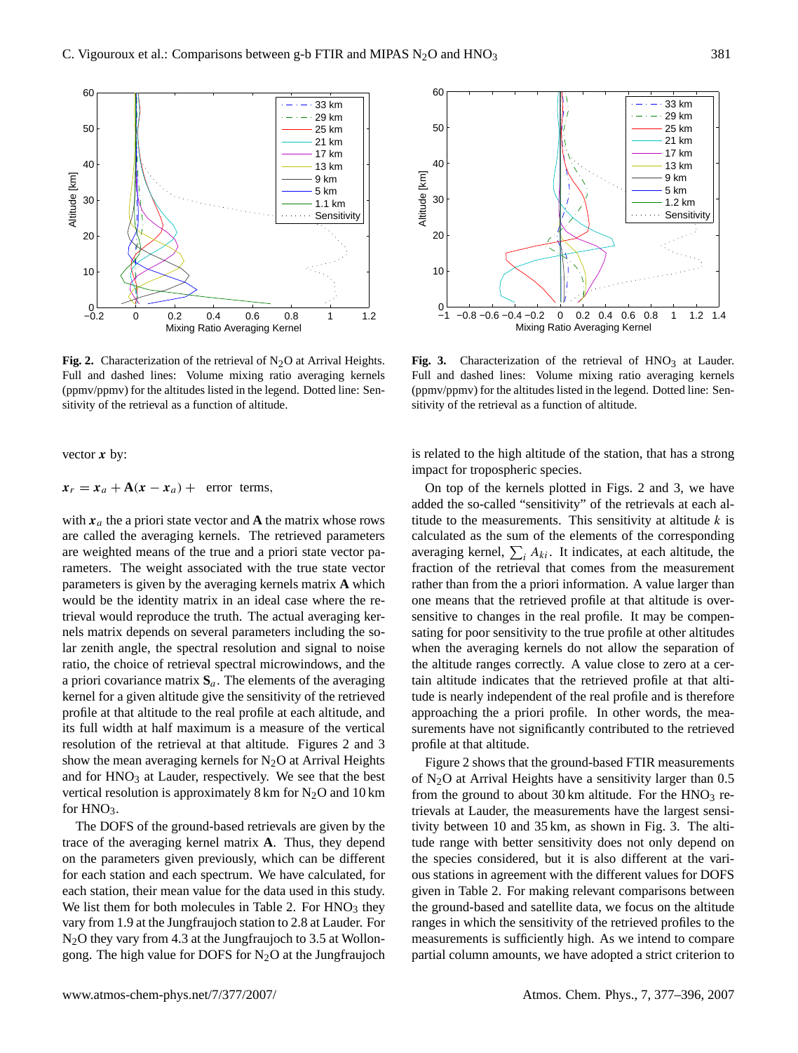**Fig. 2.** Characterization of the retrieval of $N_2O$ at Arrival Heights. Full and dashed lines: Volume mixing ratio averaging kernels (ppmv/ppmv) for the altitudes listed in the legend. Dotted line: Sensitivity of the retrieval as a function of altitude.

**Fig. 3.** Characterization of the retrieval of $HNO_3$ at Lauder. Full and dashed lines: Volume mixing ratio averaging kernels (ppmv/ppmv) for the altitudes listed in the legend. Dotted line: Sensitivity of the retrieval as a function of altitude.

vector $\boldsymbol{x}$ by:

$$\boldsymbol{x}_r = \boldsymbol{x}_a + \mathbf{A}(\boldsymbol{x} - \boldsymbol{x}_a) + \text{ error terms},$$

with $\boldsymbol{x}_a$ the a priori state vector and $\mathbf{A}$ the matrix whose rows are called the averaging kernels. The retrieved parameters are weighted means of the true and a priori state vector parameters. The weight associated with the true state vector parameters is given by the averaging kernels matrix $\mathbf{A}$ which would be the identity matrix in an ideal case where the retrieval would reproduce the truth. The actual averaging kernels matrix depends on several parameters including the solar zenith angle, the spectral resolution and signal to noise ratio, the choice of retrieval spectral microwindows, and the a priori covariance matrix $\mathbf{S}_a$. The elements of the averaging kernel for a given altitude give the sensitivity of the retrieved profile at that altitude to the real profile at each altitude, and its full width at half maximum is a measure of the vertical resolution of the retrieval at that altitude. Figures 2 and 3 show the mean averaging kernels for $N_2O$ at Arrival Heights and for $HNO_3$ at Lauder, respectively. We see that the best vertical resolution is approximately 8 km for $N_2O$ and 10 km for $HNO_3$.

The DOFS of the ground-based retrievals are given by the trace of the averaging kernel matrix $\mathbf{A}$. Thus, they depend on the parameters given previously, which can be different for each station and each spectrum. We have calculated, for each station, their mean value for the data used in this study. We list them for both molecules in Table 2. For $HNO_3$ they vary from 1.9 at the Jungfraujoch station to 2.8 at Lauder. For $N_2O$ they vary from 4.3 at the Jungfraujoch to 3.5 at Wollongong. The high value for DOFS for $N_2O$ at the Jungfraujoch is related to the high altitude of the station, that has a strong impact for tropospheric species.

On top of the kernels plotted in Figs. 2 and 3, we have added the so-called "sensitivity" of the retrievals at each altitude to the measurements. This sensitivity at altitude $k$ is calculated as the sum of the elements of the corresponding averaging kernel, $\sum_i A_{ki}$. It indicates, at each altitude, the fraction of the retrieval that comes from the measurement rather than from the a priori information. A value larger than one means that the retrieved profile at that altitude is oversensitive to changes in the real profile. It may be compensating for poor sensitivity to the true profile at other altitudes when the averaging kernels do not allow the separation of the altitude ranges correctly. A value close to zero at a certain altitude indicates that the retrieved profile at that altitude is nearly independent of the real profile and is therefore approaching the a priori profile. In other words, the measurements have not significantly contributed to the retrieved profile at that altitude.

Figure 2 shows that the ground-based FTIR measurements of $N_2O$ at Arrival Heights have a sensitivity larger than 0.5 from the ground to about 30 km altitude. For the $HNO_3$ retrievals at Lauder, the measurements have the largest sensitivity between 10 and 35 km, as shown in Fig. 3. The altitude range with better sensitivity does not only depend on the species considered, but it is also different at the various stations in agreement with the different values for DOFS given in Table 2. For making relevant comparisons between the ground-based and satellite data, we focus on the altitude ranges in which the sensitivity of the retrieved profiles to the measurements is sufficiently high. As we intend to compare partial column amounts, we have adopted a strict criterion to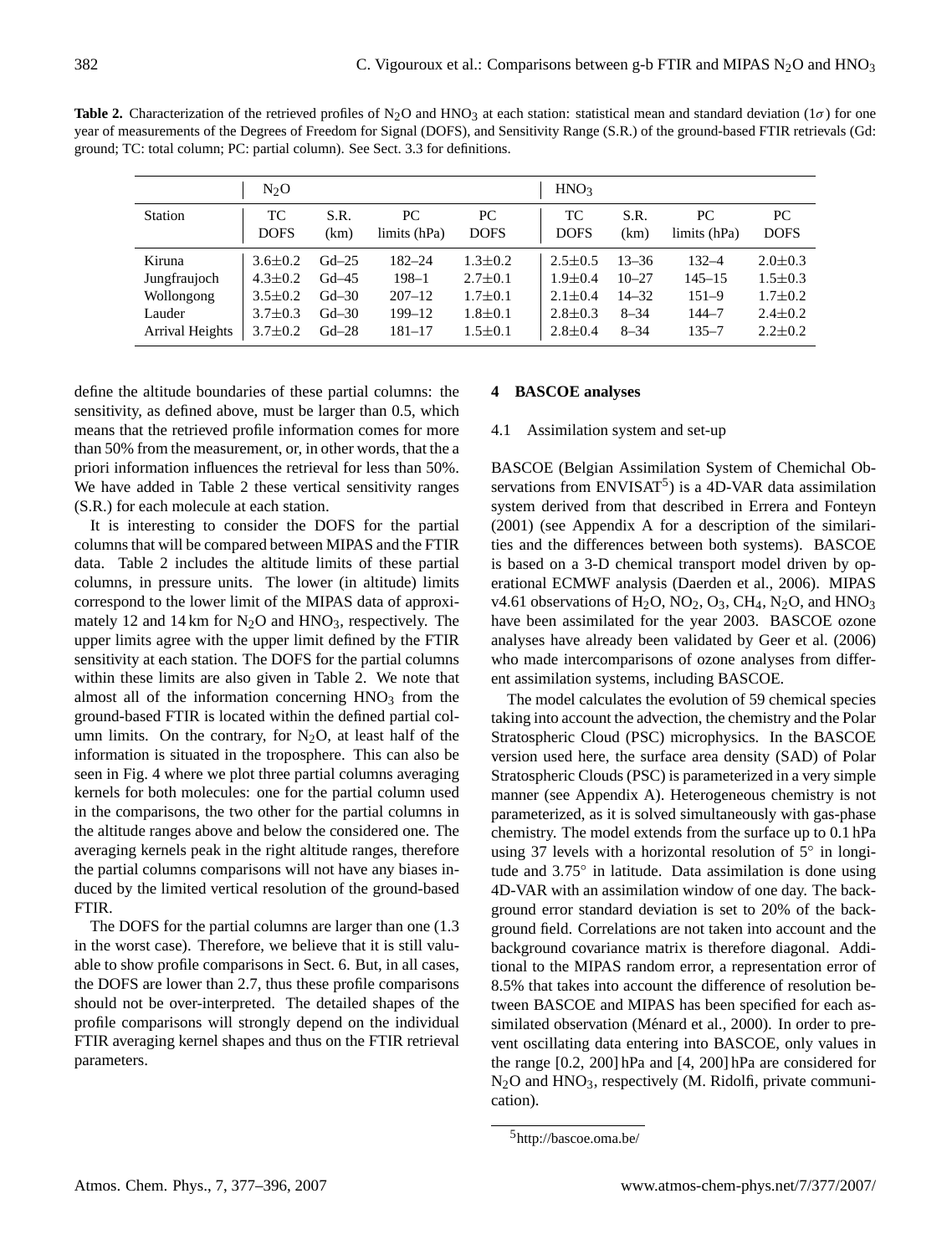**Table 2.** Characterization of the retrieved profiles of $N_2O$ and $HNO_3$ at each station: statistical mean and standard deviation ($1\sigma$) for one year of measurements of the Degrees of Freedom for Signal (DOFS), and Sensitivity Range (S.R.) of the ground-based FTIR retrievals (Gd: ground; TC: total column; PC: partial column). See Sect. 3.3 for definitions.

| | $N_2O$ | | | | $HNO_3$ | | | |
|---|---|---|---|---|---|---|---|---|
| Station | TC DOFS | S.R. (km) | PC limits (hPa) | PC DOFS | TC DOFS | S.R. (km) | PC limits (hPa) | PC DOFS |
| Kiruna | 3.6±0.2 | Gd–25 | 182–24 | 1.3±0.2 | 2.5±0.5 | 13–36 | 132–4 | 2.0±0.3 |
| Jungfraujoch | 4.3±0.2 | Gd–45 | 198–1 | 2.7±0.1 | 1.9±0.4 | 10–27 | 145–15 | 1.5±0.3 |
| Wollongong | 3.5±0.2 | Gd–30 | 207–12 | 1.7±0.1 | 2.1±0.4 | 14–32 | 151–9 | 1.7±0.2 |
| Lauder | 3.7±0.3 | Gd–30 | 199–12 | 1.8±0.1 | 2.8±0.3 | 8–34 | 144–7 | 2.4±0.2 |
| Arrival Heights | 3.7±0.2 | Gd–28 | 181–17 | 1.5±0.1 | 2.8±0.4 | 8–34 | 135–7 | 2.2±0.2 |

define the altitude boundaries of these partial columns: the sensitivity, as defined above, must be larger than 0.5, which means that the retrieved profile information comes for more than 50% from the measurement, or, in other words, that the a priori information influences the retrieval for less than 50%. We have added in Table 2 these vertical sensitivity ranges (S.R.) for each molecule at each station.

It is interesting to consider the DOFS for the partial columns that will be compared between MIPAS and the FTIR data. Table 2 includes the altitude limits of these partial columns, in pressure units. The lower (in altitude) limits correspond to the lower limit of the MIPAS data of approximately 12 and 14 km for $N_2O$ and $HNO_3$, respectively. The upper limits agree with the upper limit defined by the FTIR sensitivity at each station. The DOFS for the partial columns within these limits are also given in Table 2. We note that almost all of the information concerning $HNO_3$ from the ground-based FTIR is located within the defined partial column limits. On the contrary, for $N_2O$, at least half of the information is situated in the troposphere. This can also be seen in Fig. 4 where we plot three partial columns averaging kernels for both molecules: one for the partial column used in the comparisons, the two other for the partial columns in the altitude ranges above and below the considered one. The averaging kernels peak in the right altitude ranges, therefore the partial columns comparisons will not have any biases induced by the limited vertical resolution of the ground-based FTIR.

The DOFS for the partial columns are larger than one (1.3 in the worst case). Therefore, we believe that it is still valuable to show profile comparisons in Sect. 6. But, in all cases, the DOFS are lower than 2.7, thus these profile comparisons should not be over-interpreted. The detailed shapes of the profile comparisons will strongly depend on the individual FTIR averaging kernel shapes and thus on the FTIR retrieval parameters.

## 4 BASCOE analyses

### 4.1 Assimilation system and set-up

BASCOE (Belgian Assimilation System of Chemichal Observations from ENVISAT[5]) is a 4D-VAR data assimilation system derived from that described in Errera and Fonteyn (2001) (see Appendix A for a description of the similarities and the differences between both systems). BASCOE is based on a 3-D chemical transport model driven by operational ECMWF analysis (Daerden et al., 2006). MIPAS v4.61 observations of $H_2O$, $NO_2$, $O_3$, $CH_4$, $N_2O$, and $HNO_3$ have been assimilated for the year 2003. BASCOE ozone analyses have already been validated by Geer et al. (2006) who made intercomparisons of ozone analyses from different assimilation systems, including BASCOE.

The model calculates the evolution of 59 chemical species taking into account the advection, the chemistry and the Polar Stratospheric Cloud (PSC) microphysics. In the BASCOE version used here, the surface area density (SAD) of Polar Stratospheric Clouds (PSC) is parameterized in a very simple manner (see Appendix A). Heterogeneous chemistry is not parameterized, as it is solved simultaneously with gas-phase chemistry. The model extends from the surface up to 0.1 hPa using 37 levels with a horizontal resolution of 5° in longitude and 3.75° in latitude. Data assimilation is done using 4D-VAR with an assimilation window of one day. The background error standard deviation is set to 20% of the background field. Correlations are not taken into account and the background covariance matrix is therefore diagonal. Additional to the MIPAS random error, a representation error of 8.5% that takes into account the difference of resolution between BASCOE and MIPAS has been specified for each assimilated observation (Ménard et al., 2000). In order to prevent oscillating data entering into BASCOE, only values in the range [0.2, 200] hPa and [4, 200] hPa are considered for $N_2O$ and $HNO_3$, respectively (M. Ridolfi, private communication).

[5] http://bascoe.oma.be/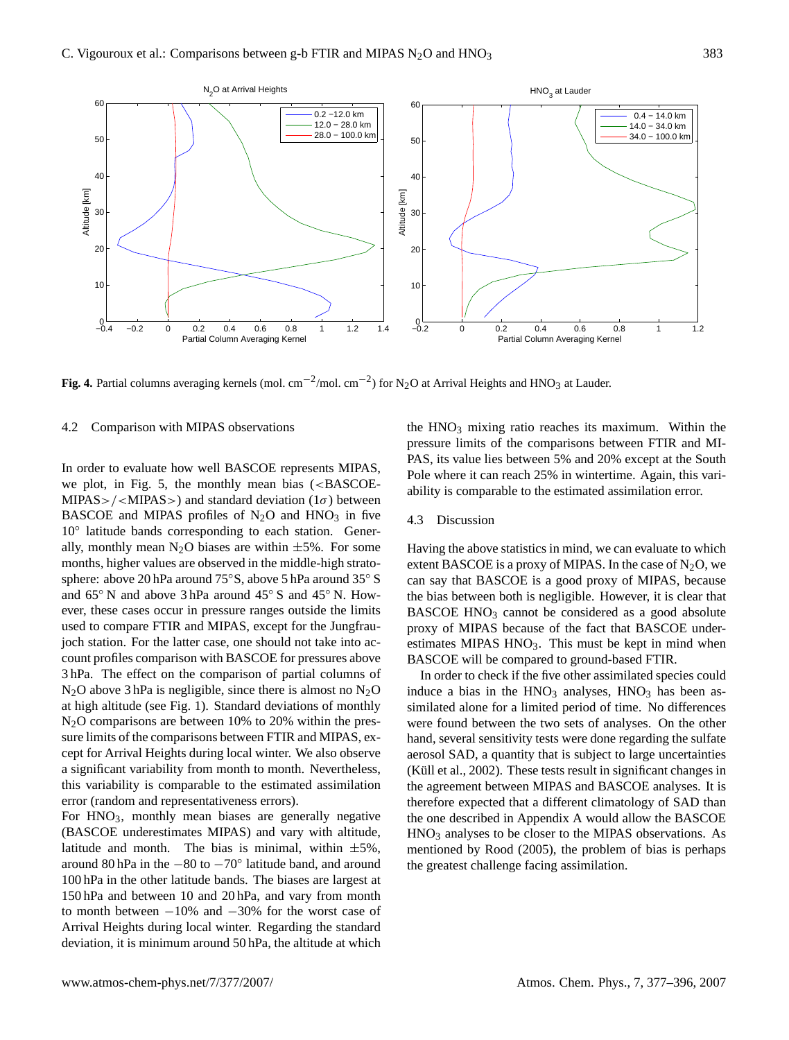**Fig. 4.** Partial columns averaging kernels (mol. cm$^{-2}$/mol. cm$^{-2}$) for $N_2O$ at Arrival Heights and $HNO_3$ at Lauder.

### 4.2 Comparison with MIPAS observations

In order to evaluate how well BASCOE represents MIPAS, we plot, in Fig. 5, the monthly mean bias (<BASCOE-MIPAS>/<MIPAS>) and standard deviation ($1\sigma$) between BASCOE and MIPAS profiles of $N_2O$ and $HNO_3$ in five 10° latitude bands corresponding to each station. Generally, monthly mean $N_2O$ biases are within ±5%. For some months, higher values are observed in the middle-high stratosphere: above 20 hPa around 75° S, above 5 hPa around 35° S and 65° N and above 3 hPa around 45° S and 45° N. However, these cases occur in pressure ranges outside the limits used to compare FTIR and MIPAS, except for the Jungfraujoch station. For the latter case, one should not take into account profiles comparison with BASCOE for pressures above 3 hPa. The effect on the comparison of partial columns of $N_2O$ above 3 hPa is negligible, since there is almost no $N_2O$ at high altitude (see Fig. 1). Standard deviations of monthly $N_2O$ comparisons are between 10% to 20% within the pressure limits of the comparisons between FTIR and MIPAS, except for Arrival Heights during local winter. We also observe a significant variability from month to month. Nevertheless, this variability is comparable to the estimated assimilation error (random and representativeness errors).

For $HNO_3$, monthly mean biases are generally negative (BASCOE underestimates MIPAS) and vary with altitude, latitude and month. The bias is minimal, within ±5%, around 80 hPa in the −80 to −70° latitude band, and around 100 hPa in the other latitude bands. The biases are largest at 150 hPa and between 10 and 20 hPa, and vary from month to month between −10% and −30% for the worst case of Arrival Heights during local winter. Regarding the standard deviation, it is minimum around 50 hPa, the altitude at which the $HNO_3$ mixing ratio reaches its maximum. Within the pressure limits of the comparisons between FTIR and MIPAS, its value lies between 5% and 20% except at the South Pole where it can reach 25% in wintertime. Again, this variability is comparable to the estimated assimilation error.

### 4.3 Discussion

Having the above statistics in mind, we can evaluate to which extent BASCOE is a proxy of MIPAS. In the case of $N_2O$, we can say that BASCOE is a good proxy of MIPAS, because the bias between both is negligible. However, it is clear that BASCOE $HNO_3$ cannot be considered as a good absolute proxy of MIPAS because of the fact that BASCOE underestimates MIPAS $HNO_3$. This must be kept in mind when BASCOE will be compared to ground-based FTIR.

In order to check if the five other assimilated species could induce a bias in the $HNO_3$ analyses, $HNO_3$ has been assimilated alone for a limited period of time. No differences were found between the two sets of analyses. On the other hand, several sensitivity tests were done regarding the sulfate aerosol SAD, a quantity that is subject to large uncertainties (Küll et al., 2002). These tests result in significant changes in the agreement between MIPAS and BASCOE analyses. It is therefore expected that a different climatology of SAD than the one described in Appendix A would allow the BASCOE $HNO_3$ analyses to be closer to the MIPAS observations. As mentioned by Rood (2005), the problem of bias is perhaps the greatest challenge facing assimilation.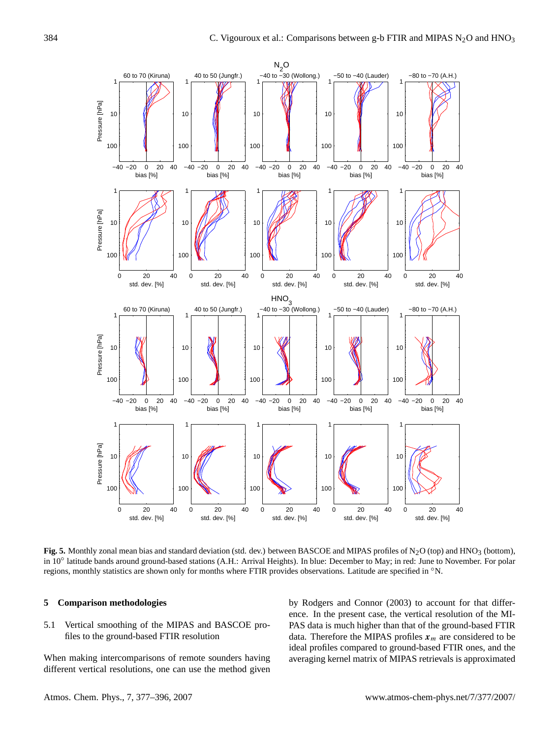**Fig. 5.** Monthly zonal mean bias and standard deviation (std. dev.) between BASCOE and MIPAS profiles of $N_2O$ (top) and $HNO_3$ (bottom), in 10° latitude bands around ground-based stations (A.H.: Arrival Heights). In blue: December to May; in red: June to November. For polar regions, monthly statistics are shown only for months where FTIR provides observations. Latitude are specified in °N.

## 5 Comparison methodologies

### 5.1 Vertical smoothing of the MIPAS and BASCOE profiles to the ground-based FTIR resolution

When making intercomparisons of remote sounders having different vertical resolutions, one can use the method given by Rodgers and Connor (2003) to account for that difference. In the present case, the vertical resolution of the MIPAS data is much higher than that of the ground-based FTIR data. Therefore the MIPAS profiles $\boldsymbol{x}_m$ are considered to be ideal profiles compared to ground-based FTIR ones, and the averaging kernel matrix of MIPAS retrievals is approximated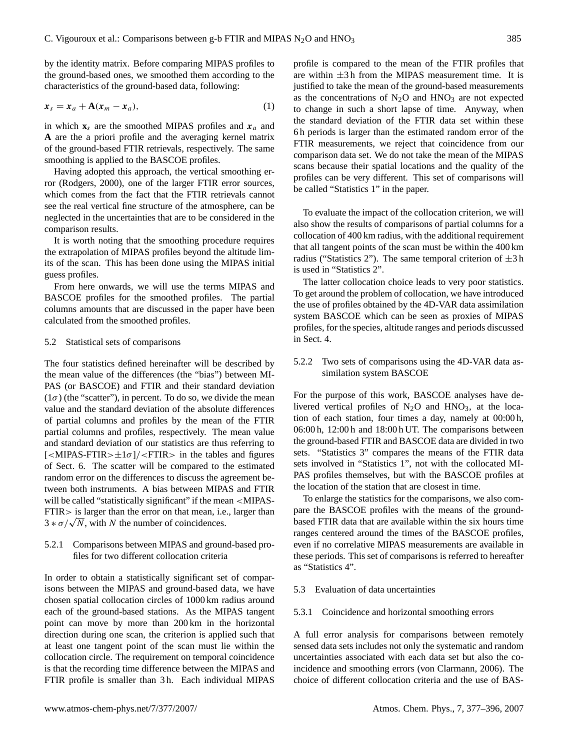by the identity matrix. Before comparing MIPAS profiles to the ground-based ones, we smoothed them according to the characteristics of the ground-based data, following:

$$\boldsymbol{x}_s = \boldsymbol{x}_a + \mathbf{A}(\boldsymbol{x}_m - \boldsymbol{x}_a), \tag{1}$$

in which $\mathbf{x}_s$ are the smoothed MIPAS profiles and $\boldsymbol{x}_a$ and $\mathbf{A}$ are the a priori profile and the averaging kernel matrix of the ground-based FTIR retrievals, respectively. The same smoothing is applied to the BASCOE profiles.

Having adopted this approach, the vertical smoothing error (Rodgers, 2000), one of the larger FTIR error sources, which comes from the fact that the FTIR retrievals cannot see the real vertical fine structure of the atmosphere, can be neglected in the uncertainties that are to be considered in the comparison results.

It is worth noting that the smoothing procedure requires the extrapolation of MIPAS profiles beyond the altitude limits of the scan. This has been done using the MIPAS initial guess profiles.

From here onwards, we will use the terms MIPAS and BASCOE profiles for the smoothed profiles. The partial columns amounts that are discussed in the paper have been calculated from the smoothed profiles.

## 5.2 Statistical sets of comparisons

The four statistics defined hereinafter will be described by the mean value of the differences (the "bias") between MIPAS (or BASCOE) and FTIR and their standard deviation ($1\sigma$) (the "scatter"), in percent. To do so, we divide the mean value and the standard deviation of the absolute differences of partial columns and profiles by the mean of the FTIR partial columns and profiles, respectively. The mean value and standard deviation of our statistics are thus referring to $[<\text{MIPAS-FTIR}>\pm 1\sigma]/<\text{FTIR}>$ in the tables and figures of Sect. 6. The scatter will be compared to the estimated random error on the differences to discuss the agreement between both instruments. A bias between MIPAS and FTIR will be called "statistically significant" if the mean $<$MIPAS-FTIR$>$ is larger than the error on that mean, i.e., larger than $3*\sigma/\sqrt{N}$, with $N$ the number of coincidences.

### 5.2.1 Comparisons between MIPAS and ground-based profiles for two different collocation criteria

In order to obtain a statistically significant set of comparisons between the MIPAS and ground-based data, we have chosen spatial collocation circles of 1000 km radius around each of the ground-based stations. As the MIPAS tangent point can move by more than 200 km in the horizontal direction during one scan, the criterion is applied such that at least one tangent point of the scan must lie within the collocation circle. The requirement on temporal coincidence is that the recording time difference between the MIPAS and FTIR profile is smaller than 3 h. Each individual MIPAS profile is compared to the mean of the FTIR profiles that are within $\pm 3$ h from the MIPAS measurement time. It is justified to take the mean of the ground-based measurements as the concentrations of $N_2O$ and $HNO_3$ are not expected to change in such a short lapse of time. Anyway, when the standard deviation of the FTIR data set within these 6 h periods is larger than the estimated random error of the FTIR measurements, we reject that coincidence from our comparison data set. We do not take the mean of the MIPAS scans because their spatial locations and the quality of the profiles can be very different. This set of comparisons will be called "Statistics 1" in the paper.

To evaluate the impact of the collocation criterion, we will also show the results of comparisons of partial columns for a collocation of 400 km radius, with the additional requirement that all tangent points of the scan must be within the 400 km radius ("Statistics 2"). The same temporal criterion of $\pm 3$ h is used in "Statistics 2".

The latter collocation choice leads to very poor statistics. To get around the problem of collocation, we have introduced the use of profiles obtained by the 4D-VAR data assimilation system BASCOE which can be seen as proxies of MIPAS profiles, for the species, altitude ranges and periods discussed in Sect. 4.

### 5.2.2 Two sets of comparisons using the 4D-VAR data assimilation system BASCOE

For the purpose of this work, BASCOE analyses have delivered vertical profiles of $N_2O$ and $HNO_3$, at the location of each station, four times a day, namely at 00:00 h, 06:00 h, 12:00 h and 18:00 h UT. The comparisons between the ground-based FTIR and BASCOE data are divided in two sets. "Statistics 3" compares the means of the FTIR data sets involved in "Statistics 1", not with the collocated MIPAS profiles themselves, but with the BASCOE profiles at the location of the station that are closest in time.

To enlarge the statistics for the comparisons, we also compare the BASCOE profiles with the means of the ground-based FTIR data that are available within the six hours time ranges centered around the times of the BASCOE profiles, even if no correlative MIPAS measurements are available in these periods. This set of comparisons is referred to hereafter as "Statistics 4".

## 5.3 Evaluation of data uncertainties

### 5.3.1 Coincidence and horizontal smoothing errors

A full error analysis for comparisons between remotely sensed data sets includes not only the systematic and random uncertainties associated with each data set but also the coincidence and smoothing errors (von Clarmann, 2006). The choice of different collocation criteria and the use of BAS-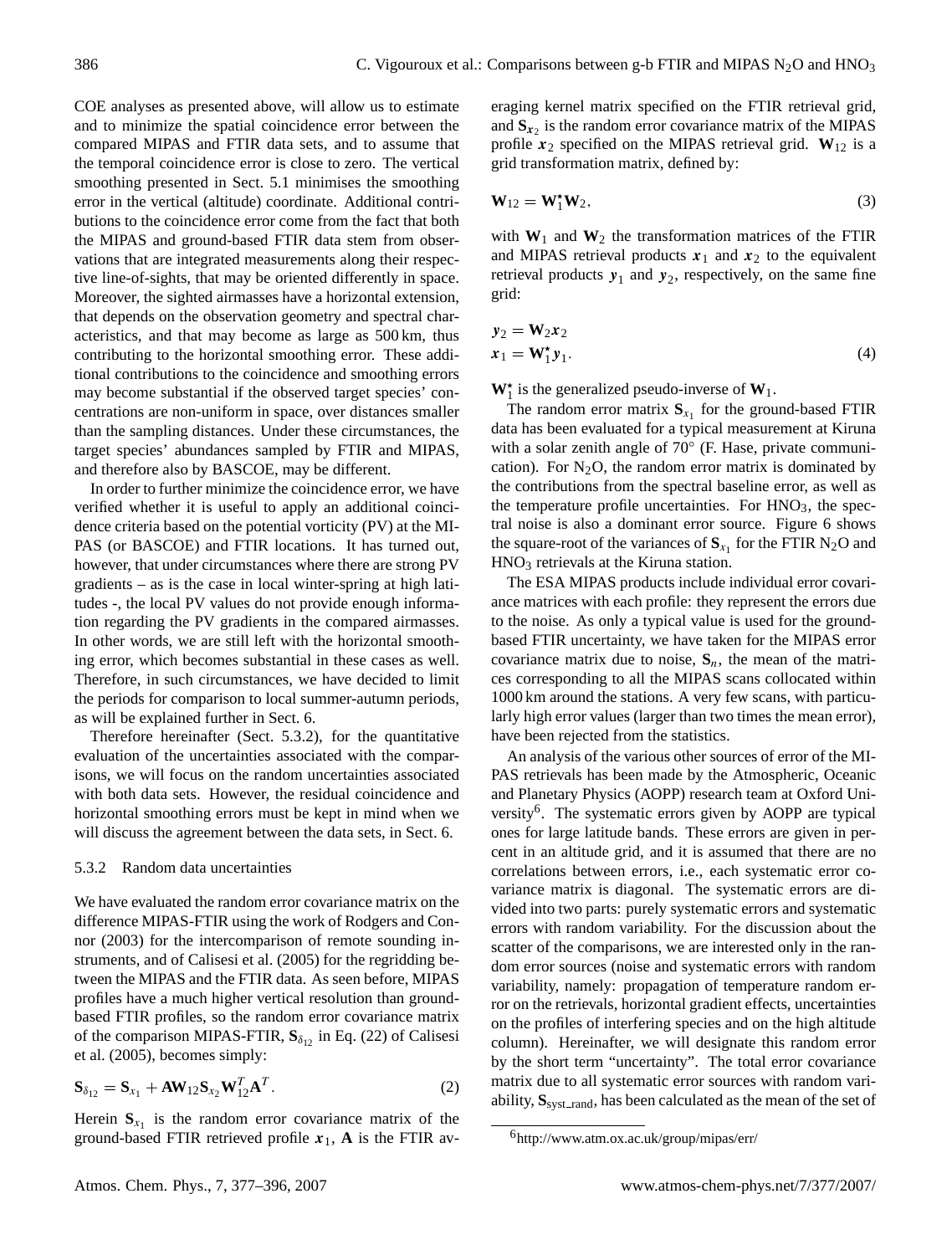COE analyses as presented above, will allow us to estimate and to minimize the spatial coincidence error between the compared MIPAS and FTIR data sets, and to assume that the temporal coincidence error is close to zero. The vertical smoothing presented in Sect. 5.1 minimises the smoothing error in the vertical (altitude) coordinate. Additional contributions to the coincidence error come from the fact that both the MIPAS and ground-based FTIR data stem from observations that are integrated measurements along their respective line-of-sights, that may be oriented differently in space. Moreover, the sighted airmasses have a horizontal extension, that depends on the observation geometry and spectral characteristics, and that may become as large as 500 km, thus contributing to the horizontal smoothing error. These additional contributions to the coincidence and smoothing errors may become substantial if the observed target species' concentrations are non-uniform in space, over distances smaller than the sampling distances. Under these circumstances, the target species' abundances sampled by FTIR and MIPAS, and therefore also by BASCOE, may be different.

In order to further minimize the coincidence error, we have verified whether it is useful to apply an additional coincidence criteria based on the potential vorticity (PV) at the MIPAS (or BASCOE) and FTIR locations. It has turned out, however, that under circumstances where there are strong PV gradients – as is the case in local winter-spring at high latitudes -, the local PV values do not provide enough information regarding the PV gradients in the compared airmasses. In other words, we are still left with the horizontal smoothing error, which becomes substantial in these cases as well. Therefore, in such circumstances, we have decided to limit the periods for comparison to local summer-autumn periods, as will be explained further in Sect. 6.

Therefore hereinafter (Sect. 5.3.2), for the quantitative evaluation of the uncertainties associated with the comparisons, we will focus on the random uncertainties associated with both data sets. However, the residual coincidence and horizontal smoothing errors must be kept in mind when we will discuss the agreement between the data sets, in Sect. 6.

### 5.3.2 Random data uncertainties

We have evaluated the random error covariance matrix on the difference MIPAS-FTIR using the work of Rodgers and Connor (2003) for the intercomparison of remote sounding instruments, and of Calisesi et al. (2005) for the regridding between the MIPAS and the FTIR data. As seen before, MIPAS profiles have a much higher vertical resolution than ground-based FTIR profiles, so the random error covariance matrix of the comparison MIPAS-FTIR, $\mathbf{S}_{\delta_{12}}$ in Eq. (22) of Calisesi et al. (2005), becomes simply:

$$\mathbf{S}_{\delta_{12}} = \mathbf{S}_{x_1} + \mathbf{A}\mathbf{W}_{12}\mathbf{S}_{x_2}\mathbf{W}_{12}^T\mathbf{A}^T. \tag{2}$$

Herein $\mathbf{S}_{x_1}$ is the random error covariance matrix of the ground-based FTIR retrieved profile $\boldsymbol{x}_1$, $\mathbf{A}$ is the FTIR averaging kernel matrix specified on the FTIR retrieval grid, and $\mathbf{S}_{\boldsymbol{x}_2}$ is the random error covariance matrix of the MIPAS profile $\boldsymbol{x}_2$ specified on the MIPAS retrieval grid. $\mathbf{W}_{12}$ is a grid transformation matrix, defined by:

$$\mathbf{W}_{12} = \mathbf{W}_1^{\star}\mathbf{W}_2, \tag{3}$$

with $\mathbf{W}_1$ and $\mathbf{W}_2$ the transformation matrices of the FTIR and MIPAS retrieval products $\boldsymbol{x}_1$ and $\boldsymbol{x}_2$ to the equivalent retrieval products $\boldsymbol{y}_1$ and $\boldsymbol{y}_2$, respectively, on the same fine grid:

$$\begin{aligned} \boldsymbol{y}_2 &= \mathbf{W}_2\boldsymbol{x}_2 \\ \boldsymbol{x}_1 &= \mathbf{W}_1^{\star}\boldsymbol{y}_1. \end{aligned} \tag{4}$$

$\mathbf{W}_1^{\star}$ is the generalized pseudo-inverse of $\mathbf{W}_1$.

The random error matrix $\mathbf{S}_{x_1}$ for the ground-based FTIR data has been evaluated for a typical measurement at Kiruna with a solar zenith angle of 70° (F. Hase, private communication). For $N_2O$, the random error matrix is dominated by the contributions from the spectral baseline error, as well as the temperature profile uncertainties. For $HNO_3$, the spectral noise is also a dominant error source. Figure 6 shows the square-root of the variances of $\mathbf{S}_{x_1}$ for the FTIR $N_2O$ and $HNO_3$ retrievals at the Kiruna station.

The ESA MIPAS products include individual error covariance matrices with each profile: they represent the errors due to the noise. As only a typical value is used for the ground-based FTIR uncertainty, we have taken for the MIPAS error covariance matrix due to noise, $\mathbf{S}_n$, the mean of the matrices corresponding to all the MIPAS scans collocated within 1000 km around the stations. A very few scans, with particularly high error values (larger than two times the mean error), have been rejected from the statistics.

An analysis of the various other sources of error of the MIPAS retrievals has been made by the Atmospheric, Oceanic and Planetary Physics (AOPP) research team at Oxford University[6]. The systematic errors given by AOPP are typical ones for large latitude bands. These errors are given in percent in an altitude grid, and it is assumed that there are no correlations between errors, i.e., each systematic error covariance matrix is diagonal. The systematic errors are divided into two parts: purely systematic errors and systematic errors with random variability. For the discussion about the scatter of the comparisons, we are interested only in the random error sources (noise and systematic errors with random variability, namely: propagation of temperature random error on the retrievals, horizontal gradient effects, uncertainties on the profiles of interfering species and on the high altitude column). Hereinafter, we will designate this random error by the short term "uncertainty". The total error covariance matrix due to all systematic error sources with random variability, $\mathbf{S}_{\text{syst\_rand}}$, has been calculated as the mean of the set of

[6] http://www.atm.ox.ac.uk/group/mipas/err/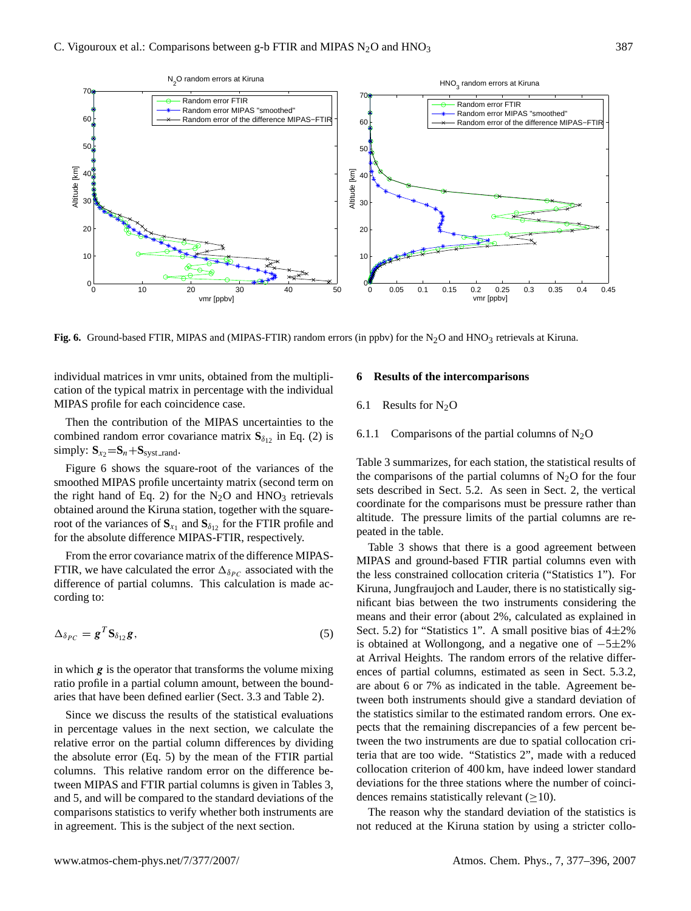**Fig. 6.** Ground-based FTIR, MIPAS and (MIPAS-FTIR) random errors (in ppbv) for the $N_2O$ and $HNO_3$ retrievals at Kiruna.

individual matrices in vmr units, obtained from the multiplication of the typical matrix in percentage with the individual MIPAS profile for each coincidence case.

Then the contribution of the MIPAS uncertainties to the combined random error covariance matrix $\mathbf{S}_{\delta_{12}}$ in Eq. (2) is simply: $\mathbf{S}_{x_2}=\mathbf{S}_n+\mathbf{S}_{\text{syst\_rand}}$.

Figure 6 shows the square-root of the variances of the smoothed MIPAS profile uncertainty matrix (second term on the right hand of Eq. 2) for the $N_2O$ and $HNO_3$ retrievals obtained around the Kiruna station, together with the square-root of the variances of $\mathbf{S}_{x_1}$ and $\mathbf{S}_{\delta_{12}}$ for the FTIR profile and for the absolute difference MIPAS-FTIR, respectively.

From the error covariance matrix of the difference MIPAS-FTIR, we have calculated the error $\Delta_{\delta_{PC}}$ associated with the difference of partial columns. This calculation is made according to:

$$\Delta_{\delta_{PC}} = \boldsymbol{g}^T \mathbf{S}_{\delta_{12}} \boldsymbol{g}, \tag{5}$$

in which $\boldsymbol{g}$ is the operator that transforms the volume mixing ratio profile in a partial column amount, between the boundaries that have been defined earlier (Sect. 3.3 and Table 2).

Since we discuss the results of the statistical evaluations in percentage values in the next section, we calculate the relative error on the partial column differences by dividing the absolute error (Eq. 5) by the mean of the FTIR partial columns. This relative random error on the difference between MIPAS and FTIR partial columns is given in Tables 3, and 5, and will be compared to the standard deviations of the comparisons statistics to verify whether both instruments are in agreement. This is the subject of the next section.

## 6 Results of the intercomparisons

### 6.1 Results for $N_2O$

#### 6.1.1 Comparisons of the partial columns of $N_2O$

Table 3 summarizes, for each station, the statistical results of the comparisons of the partial columns of $N_2O$ for the four sets described in Sect. 5.2. As seen in Sect. 2, the vertical coordinate for the comparisons must be pressure rather than altitude. The pressure limits of the partial columns are repeated in the table.

Table 3 shows that there is a good agreement between MIPAS and ground-based FTIR partial columns even with the less constrained collocation criteria ("Statistics 1"). For Kiruna, Jungfraujoch and Lauder, there is no statistically significant bias between the two instruments considering the means and their error (about 2%, calculated as explained in Sect. 5.2) for "Statistics 1". A small positive bias of $4\pm2\%$ is obtained at Wollongong, and a negative one of $-5\pm2\%$ at Arrival Heights. The random errors of the relative differences of partial columns, estimated as seen in Sect. 5.3.2, are about 6 or 7% as indicated in the table. Agreement between both instruments should give a standard deviation of the statistics similar to the estimated random errors. One expects that the remaining discrepancies of a few percent between the two instruments are due to spatial collocation criteria that are too wide. "Statistics 2", made with a reduced collocation criterion of 400 km, have indeed lower standard deviations for the three stations where the number of coincidences remains statistically relevant ($\geq$10).

The reason why the standard deviation of the statistics is not reduced at the Kiruna station by using a stricter collo-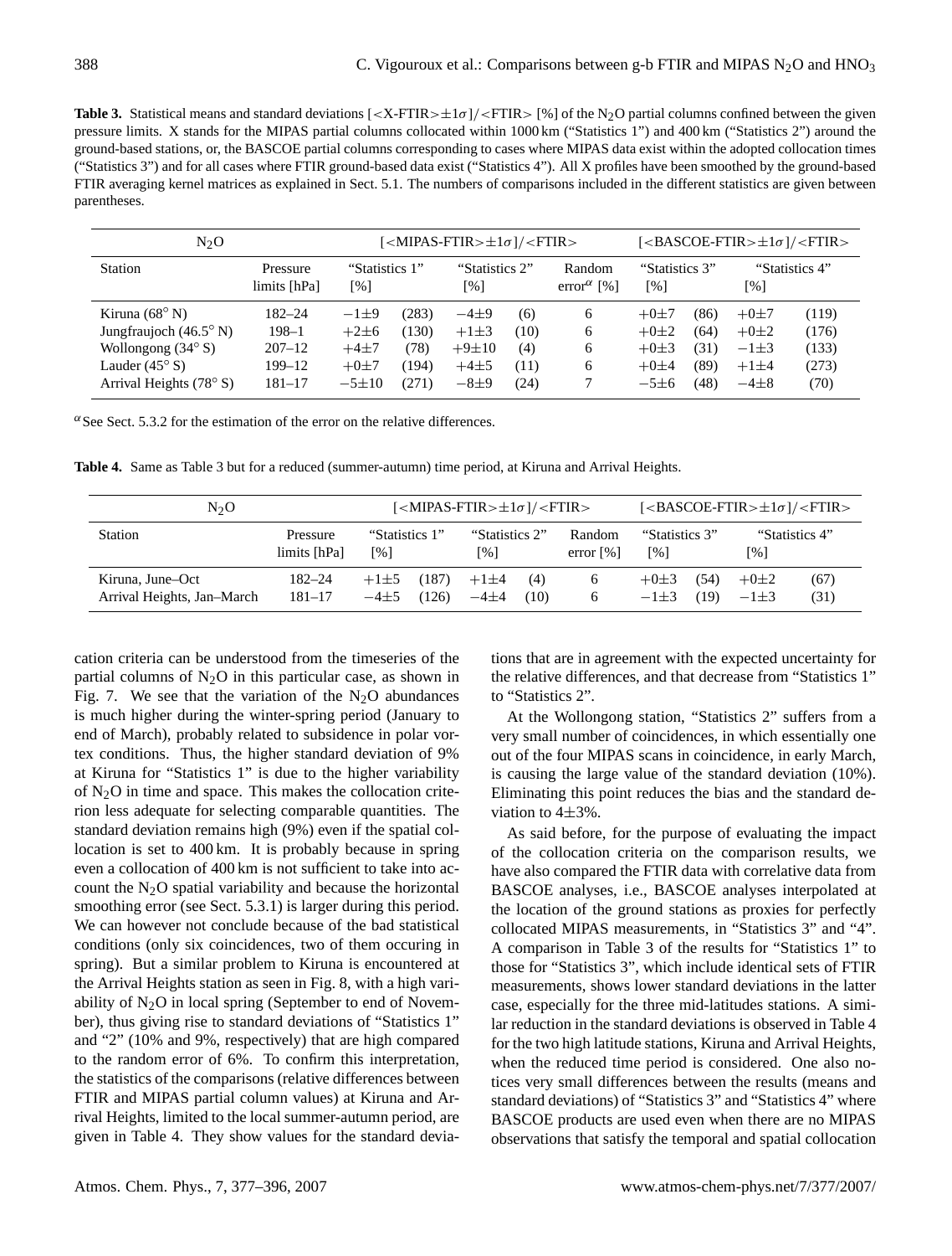**Table 3.** Statistical means and standard deviations [<X-FTIR>±1σ]/<FTIR> [%] of the $N_2O$ partial columns confined between the given pressure limits. X stands for the MIPAS partial columns collocated within 1000 km ("Statistics 1") and 400 km ("Statistics 2") around the ground-based stations, or, the BASCOE partial columns corresponding to cases where MIPAS data exist within the adopted collocation times ("Statistics 3") and for all cases where FTIR ground-based data exist ("Statistics 4"). All X profiles have been smoothed by the ground-based FTIR averaging kernel matrices as explained in Sect. 5.1. The numbers of comparisons included in the different statistics are given between parentheses.

| $N_2O$ | | [<MIPAS-FTIR>±1σ]/<FTIR> | | | | | [<BASCOE-FTIR>±1σ]/<FTIR> | | | |
|---|---|---|---|---|---|---|---|---|---|---|
| Station | Pressure limits [hPa] | "Statistics 1" [%] | | "Statistics 2" [%] | | Random error[α] [%] | "Statistics 3" [%] | | "Statistics 4" [%] | |
| Kiruna (68° N) | 182–24 | −1±9 | (283) | −4±9 | (6) | 6 | +0±7 | (86) | +0±7 | (119) |
| Jungfraujoch (46.5° N) | 198–1 | +2±6 | (130) | +1±3 | (10) | 6 | +0±2 | (64) | +0±2 | (176) |
| Wollongong (34° S) | 207–12 | +4±7 | (78) | +9±10 | (4) | 6 | +0±3 | (31) | −1±3 | (133) |
| Lauder (45° S) | 199–12 | +0±7 | (194) | +4±5 | (11) | 6 | +0±4 | (89) | +1±4 | (273) |
| Arrival Heights (78° S) | 181–17 | −5±10 | (271) | −8±9 | (24) | 7 | −5±6 | (48) | −4±8 | (70) |

[α] See Sect. 5.3.2 for the estimation of the error on the relative differences.

**Table 4.** Same as Table 3 but for a reduced (summer-autumn) time period, at Kiruna and Arrival Heights.

| $N_2O$ | | [<MIPAS-FTIR>±1σ]/<FTIR> | | | | | [<BASCOE-FTIR>±1σ]/<FTIR> | | | |
|---|---|---|---|---|---|---|---|---|---|---|
| Station | Pressure limits [hPa] | "Statistics 1" [%] | | "Statistics 2" [%] | | Random error [%] | "Statistics 3" [%] | | "Statistics 4" [%] | |
| Kiruna, June–Oct | 182–24 | +1±5 | (187) | +1±4 | (4) | 6 | +0±3 | (54) | +0±2 | (67) |
| Arrival Heights, Jan–March | 181–17 | −4±5 | (126) | −4±4 | (10) | 6 | −1±3 | (19) | −1±3 | (31) |

cation criteria can be understood from the timeseries of the partial columns of $N_2O$ in this particular case, as shown in Fig. 7. We see that the variation of the $N_2O$ abundances is much higher during the winter-spring period (January to end of March), probably related to subsidence in polar vortex conditions. Thus, the higher standard deviation of 9% at Kiruna for "Statistics 1" is due to the higher variability of $N_2O$ in time and space. This makes the collocation criterion less adequate for selecting comparable quantities. The standard deviation remains high (9%) even if the spatial collocation is set to 400 km. It is probably because in spring even a collocation of 400 km is not sufficient to take into account the $N_2O$ spatial variability and because the horizontal smoothing error (see Sect. 5.3.1) is larger during this period. We can however not conclude because of the bad statistical conditions (only six coincidences, two of them occuring in spring). But a similar problem to Kiruna is encountered at the Arrival Heights station as seen in Fig. 8, with a high variability of $N_2O$ in local spring (September to end of November), thus giving rise to standard deviations of "Statistics 1" and "2" (10% and 9%, respectively) that are high compared to the random error of 6%. To confirm this interpretation, the statistics of the comparisons (relative differences between FTIR and MIPAS partial column values) at Kiruna and Arrival Heights, limited to the local summer-autumn period, are given in Table 4. They show values for the standard deviations that are in agreement with the expected uncertainty for the relative differences, and that decrease from "Statistics 1" to "Statistics 2".

At the Wollongong station, "Statistics 2" suffers from a very small number of coincidences, in which essentially one out of the four MIPAS scans in coincidence, in early March, is causing the large value of the standard deviation (10%). Eliminating this point reduces the bias and the standard deviation to 4±3%.

As said before, for the purpose of evaluating the impact of the collocation criteria on the comparison results, we have also compared the FTIR data with correlative data from BASCOE analyses, i.e., BASCOE analyses interpolated at the location of the ground stations as proxies for perfectly collocated MIPAS measurements, in "Statistics 3" and "4". A comparison in Table 3 of the results for "Statistics 1" to those for "Statistics 3", which include identical sets of FTIR measurements, shows lower standard deviations in the latter case, especially for the three mid-latitudes stations. A similar reduction in the standard deviations is observed in Table 4 for the two high latitude stations, Kiruna and Arrival Heights, when the reduced time period is considered. One also notices very small differences between the results (means and standard deviations) of "Statistics 3" and "Statistics 4" where BASCOE products are used even when there are no MIPAS observations that satisfy the temporal and spatial collocation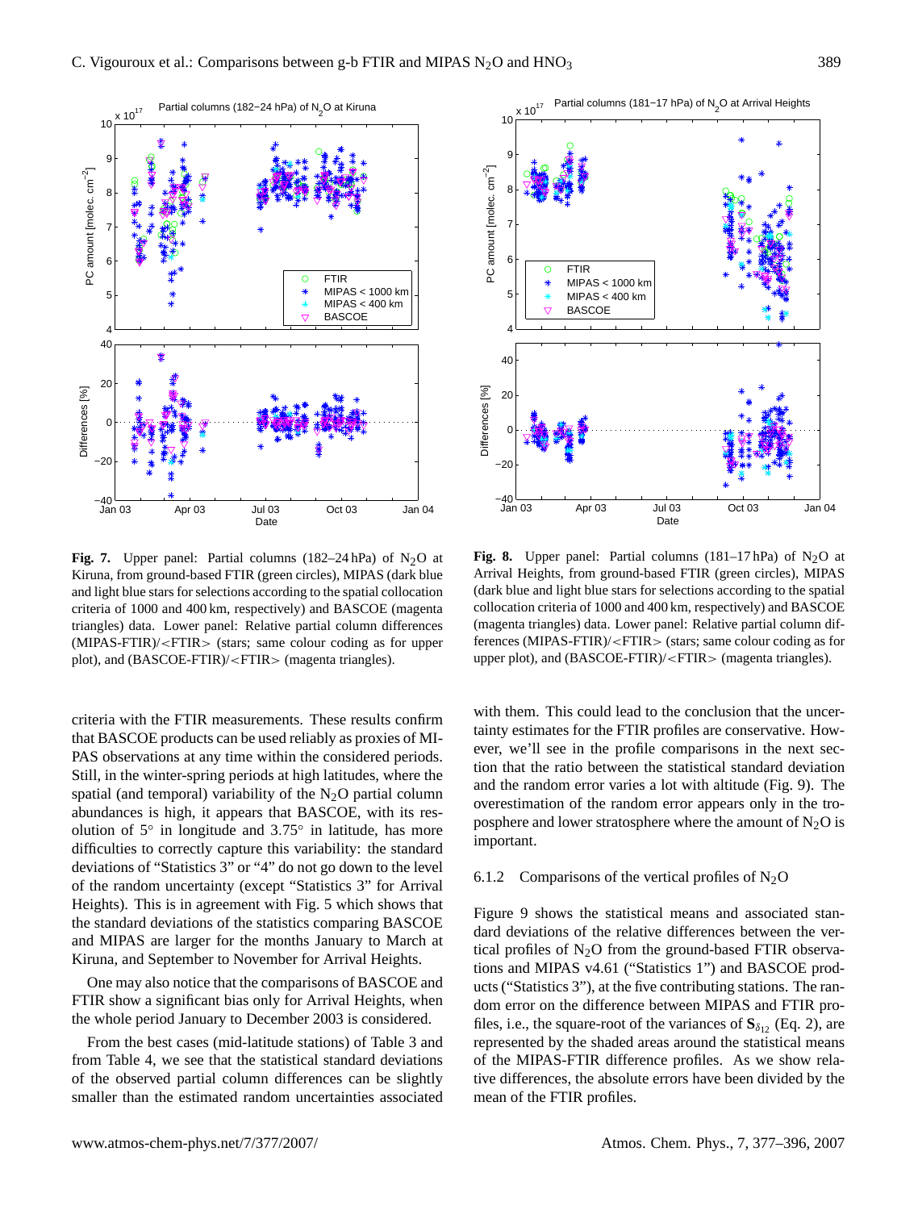**Fig. 7.** Upper panel: Partial columns (182–24 hPa) of $N_2O$ at Kiruna, from ground-based FTIR (green circles), MIPAS (dark blue and light blue stars for selections according to the spatial collocation criteria of 1000 and 400 km, respectively) and BASCOE (magenta triangles) data. Lower panel: Relative partial column differences (MIPAS-FTIR)/<FTIR> (stars; same colour coding as for upper plot), and (BASCOE-FTIR)/<FTIR> (magenta triangles).

**Fig. 8.** Upper panel: Partial columns (181–17 hPa) of $N_2O$ at Arrival Heights, from ground-based FTIR (green circles), MIPAS (dark blue and light blue stars for selections according to the spatial collocation criteria of 1000 and 400 km, respectively) and BASCOE (magenta triangles) data. Lower panel: Relative partial column differences (MIPAS-FTIR)/<FTIR> (stars; same colour coding as for upper plot), and (BASCOE-FTIR)/<FTIR> (magenta triangles).

criteria with the FTIR measurements. These results confirm that BASCOE products can be used reliably as proxies of MIPAS observations at any time within the considered periods. Still, in the winter-spring periods at high latitudes, where the spatial (and temporal) variability of the $N_2O$ partial column abundances is high, it appears that BASCOE, with its resolution of 5° in longitude and 3.75° in latitude, has more difficulties to correctly capture this variability: the standard deviations of "Statistics 3" or "4" do not go down to the level of the random uncertainty (except "Statistics 3" for Arrival Heights). This is in agreement with Fig. 5 which shows that the standard deviations of the statistics comparing BASCOE and MIPAS are larger for the months January to March at Kiruna, and September to November for Arrival Heights.

One may also notice that the comparisons of BASCOE and FTIR show a significant bias only for Arrival Heights, when the whole period January to December 2003 is considered.

From the best cases (mid-latitude stations) of Table 3 and from Table 4, we see that the statistical standard deviations of the observed partial column differences can be slightly smaller than the estimated random uncertainties associated with them. This could lead to the conclusion that the uncertainty estimates for the FTIR profiles are conservative. However, we'll see in the profile comparisons in the next section that the ratio between the statistical standard deviation and the random error varies a lot with altitude (Fig. 9). The overestimation of the random error appears only in the troposphere and lower stratosphere where the amount of $N_2O$ is important.

#### 6.1.2 Comparisons of the vertical profiles of $N_2O$

Figure 9 shows the statistical means and associated standard deviations of the relative differences between the vertical profiles of $N_2O$ from the ground-based FTIR observations and MIPAS v4.61 ("Statistics 1") and BASCOE products ("Statistics 3"), at the five contributing stations. The random error on the difference between MIPAS and FTIR profiles, i.e., the square-root of the variances of $\mathbf{S}_{\delta_{12}}$ (Eq. 2), are represented by the shaded areas around the statistical means of the MIPAS-FTIR difference profiles. As we show relative differences, the absolute errors have been divided by the mean of the FTIR profiles.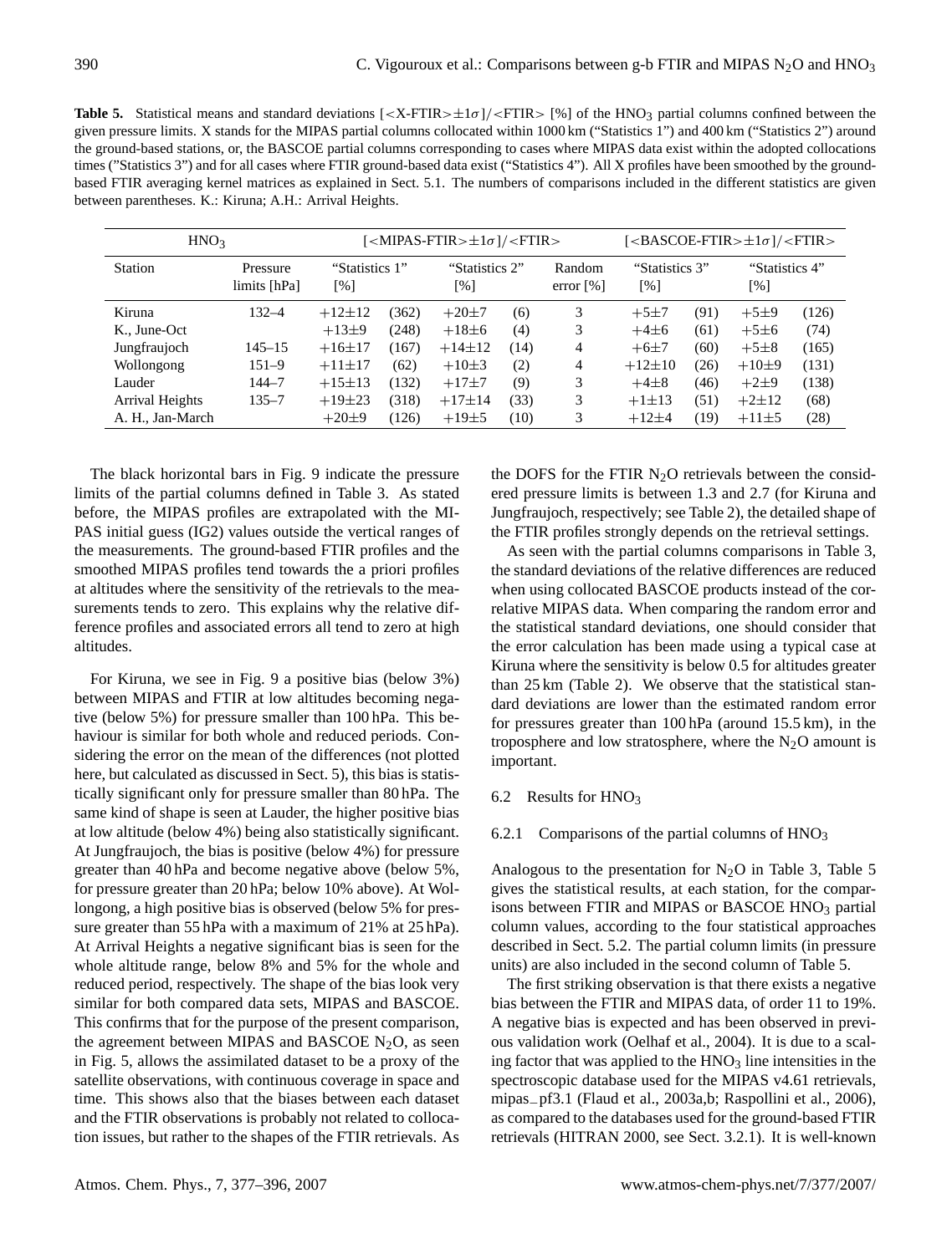**Table 5.** Statistical means and standard deviations [<X-FTIR>±1σ]/<FTIR> [%] of the $HNO_3$ partial columns confined between the given pressure limits. X stands for the MIPAS partial columns collocated within 1000 km ("Statistics 1") and 400 km ("Statistics 2") around the ground-based stations, or, the BASCOE partial columns corresponding to cases where MIPAS data exist within the adopted collocations times ("Statistics 3") and for all cases where FTIR ground-based data exist ("Statistics 4"). All X profiles have been smoothed by the ground-based FTIR averaging kernel matrices as explained in Sect. 5.1. The numbers of comparisons included in the different statistics are given between parentheses. K.: Kiruna; A.H.: Arrival Heights.

| $HNO_3$ | | [<MIPAS-FTIR>±1σ]/<FTIR> | | | | | [<BASCOE-FTIR>±1σ]/<FTIR> | | | |
|---|---|---|---|---|---|---|---|---|---|---|
| Station | Pressure limits [hPa] | "Statistics 1" [%] | | "Statistics 2" [%] | | Random error [%] | "Statistics 3" [%] | | "Statistics 4" [%] | |
| Kiruna | 132–4 | +12±12 | (362) | +20±7 | (6) | 3 | +5±7 | (91) | +5±9 | (126) |
| K., June-Oct | | +13±9 | (248) | +18±6 | (4) | 3 | +4±6 | (61) | +5±6 | (74) |
| Jungfraujoch | 145–15 | +16±17 | (167) | +14±12 | (14) | 4 | +6±7 | (60) | +5±8 | (165) |
| Wollongong | 151–9 | +11±17 | (62) | +10±3 | (2) | 4 | +12±10 | (26) | +10±9 | (131) |
| Lauder | 144–7 | +15±13 | (132) | +17±7 | (9) | 3 | +4±8 | (46) | +2±9 | (138) |
| Arrival Heights | 135–7 | +19±23 | (318) | +17±14 | (33) | 3 | +1±13 | (51) | +2±12 | (68) |
| A. H., Jan-March | | +20±9 | (126) | +19±5 | (10) | 3 | +12±4 | (19) | +11±5 | (28) |

The black horizontal bars in Fig. 9 indicate the pressure limits of the partial columns defined in Table 3. As stated before, the MIPAS profiles are extrapolated with the MIPAS initial guess (IG2) values outside the vertical ranges of the measurements. The ground-based FTIR profiles and the smoothed MIPAS profiles tend towards the a priori profiles at altitudes where the sensitivity of the retrievals to the measurements tends to zero. This explains why the relative difference profiles and associated errors all tend to zero at high altitudes.

For Kiruna, we see in Fig. 9 a positive bias (below 3%) between MIPAS and FTIR at low altitudes becoming negative (below 5%) for pressure smaller than 100 hPa. This behaviour is similar for both whole and reduced periods. Considering the error on the mean of the differences (not plotted here, but calculated as discussed in Sect. 5), this bias is statistically significant only for pressure smaller than 80 hPa. The same kind of shape is seen at Lauder, the higher positive bias at low altitude (below 4%) being also statistically significant. At Jungfraujoch, the bias is positive (below 4%) for pressure greater than 40 hPa and become negative above (below 5%, for pressure greater than 20 hPa; below 10% above). At Wollongong, a high positive bias is observed (below 5% for pressure greater than 55 hPa with a maximum of 21% at 25 hPa). At Arrival Heights a negative significant bias is seen for the whole altitude range, below 8% and 5% for the whole and reduced period, respectively. The shape of the bias look very similar for both compared data sets, MIPAS and BASCOE. This confirms that for the purpose of the present comparison, the agreement between MIPAS and BASCOE $N_2O$, as seen in Fig. 5, allows the assimilated dataset to be a proxy of the satellite observations, with continuous coverage in space and time. This shows also that the biases between each dataset and the FTIR observations is probably not related to collocation issues, but rather to the shapes of the FTIR retrievals. As the DOFS for the FTIR $N_2O$ retrievals between the considered pressure limits is between 1.3 and 2.7 (for Kiruna and Jungfraujoch, respectively; see Table 2), the detailed shape of the FTIR profiles strongly depends on the retrieval settings.

As seen with the partial columns comparisons in Table 3, the standard deviations of the relative differences are reduced when using collocated BASCOE products instead of the correlative MIPAS data. When comparing the random error and the statistical standard deviations, one should consider that the error calculation has been made using a typical case at Kiruna where the sensitivity is below 0.5 for altitudes greater than 25 km (Table 2). We observe that the statistical standard deviations are lower than the estimated random error for pressures greater than 100 hPa (around 15.5 km), in the troposphere and low stratosphere, where the $N_2O$ amount is important.

### 6.2 Results for $HNO_3$

#### 6.2.1 Comparisons of the partial columns of $HNO_3$

Analogous to the presentation for $N_2O$ in Table 3, Table 5 gives the statistical results, at each station, for the comparisons between FTIR and MIPAS or BASCOE $HNO_3$ partial column values, according to the four statistical approaches described in Sect. 5.2. The partial column limits (in pressure units) are also included in the second column of Table 5.

The first striking observation is that there exists a negative bias between the FTIR and MIPAS data, of order 11 to 19%. A negative bias is expected and has been observed in previous validation work (Oelhaf et al., 2004). It is due to a scaling factor that was applied to the $HNO_3$ line intensities in the spectroscopic database used for the MIPAS v4.61 retrievals, mipas_pf3.1 (Flaud et al., 2003a,b; Raspollini et al., 2006), as compared to the databases used for the ground-based FTIR retrievals (HITRAN 2000, see Sect. 3.2.1). It is well-known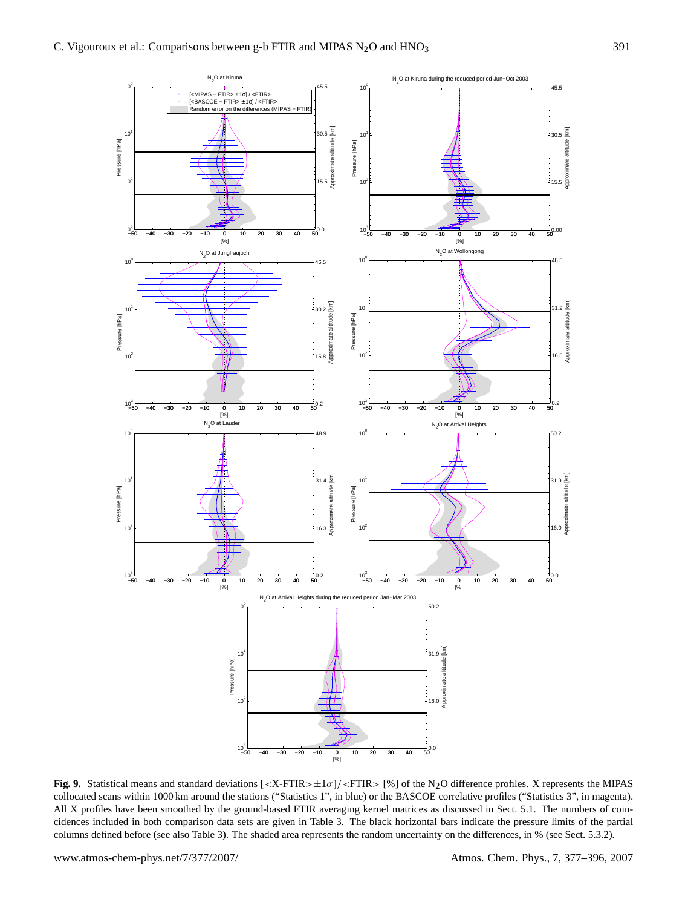**Fig. 9.** Statistical means and standard deviations [<X-FTIR>±1σ]/<FTIR> [%] of the $N_2O$ difference profiles. X represents the MIPAS collocated scans within 1000 km around the stations ("Statistics 1", in blue) or the BASCOE correlative profiles ("Statistics 3", in magenta). All X profiles have been smoothed by the ground-based FTIR averaging kernel matrices as discussed in Sect. 5.1. The numbers of coincidences included in both comparison data sets are given in Table 3. The black horizontal bars indicate the pressure limits of the partial columns defined before (see also Table 3). The shaded area represents the random uncertainty on the differences, in % (see Sect. 5.3.2).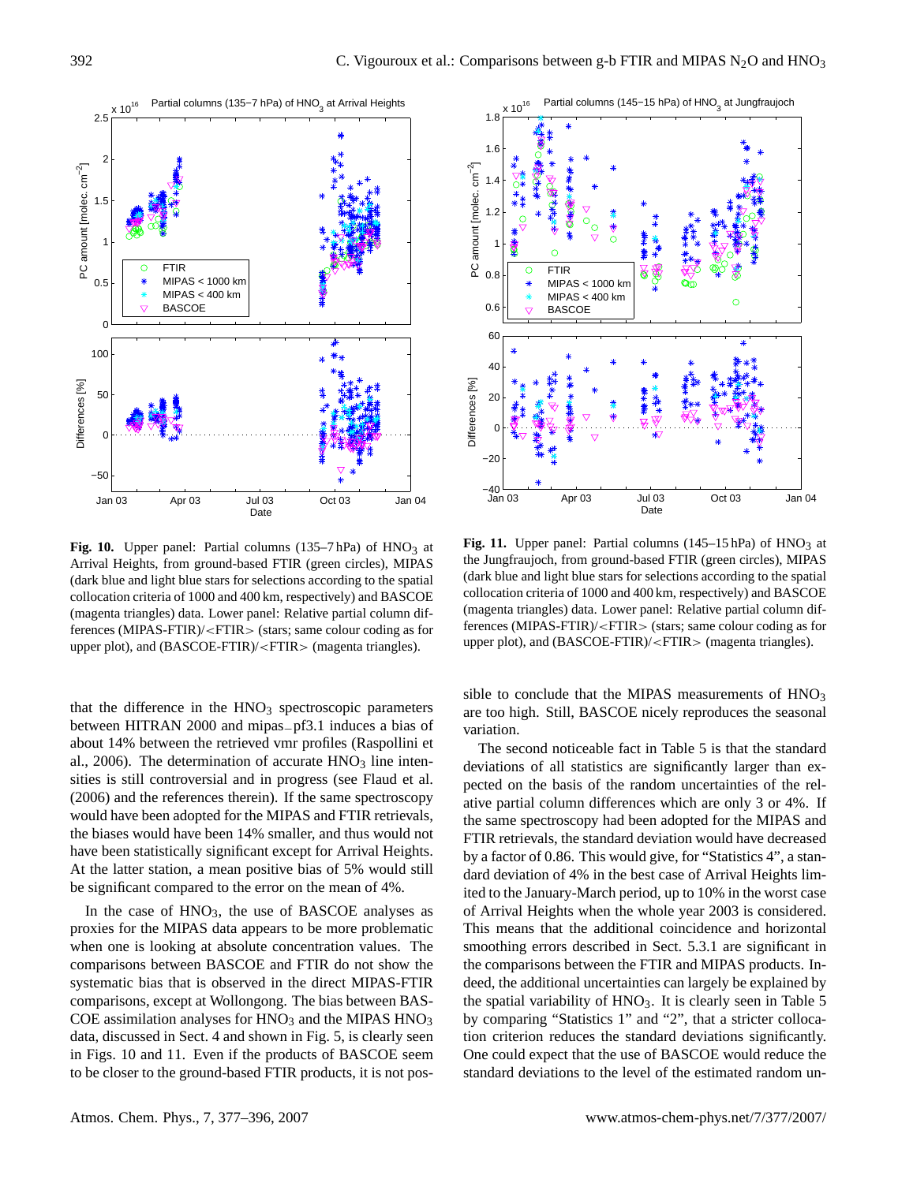**Fig. 10.** Upper panel: Partial columns (135–7 hPa) of $HNO_3$ at Arrival Heights, from ground-based FTIR (green circles), MIPAS (dark blue and light blue stars for selections according to the spatial collocation criteria of 1000 and 400 km, respectively) and BASCOE (magenta triangles) data. Lower panel: Relative partial column differences (MIPAS-FTIR)/<FTIR> (stars; same colour coding as for upper plot), and (BASCOE-FTIR)/<FTIR> (magenta triangles).

**Fig. 11.** Upper panel: Partial columns (145–15 hPa) of $HNO_3$ at the Jungfraujoch, from ground-based FTIR (green circles), MIPAS (dark blue and light blue stars for selections according to the spatial collocation criteria of 1000 and 400 km, respectively) and BASCOE (magenta triangles) data. Lower panel: Relative partial column differences (MIPAS-FTIR)/<FTIR> (stars; same colour coding as for upper plot), and (BASCOE-FTIR)/<FTIR> (magenta triangles).

that the difference in the $HNO_3$ spectroscopic parameters between HITRAN 2000 and mipas_pf3.1 induces a bias of about 14% between the retrieved vmr profiles (Raspollini et al., 2006). The determination of accurate $HNO_3$ line intensities is still controversial and in progress (see Flaud et al. (2006) and the references therein). If the same spectroscopy would have been adopted for the MIPAS and FTIR retrievals, the biases would have been 14% smaller, and thus would not have been statistically significant except for Arrival Heights. At the latter station, a mean positive bias of 5% would still be significant compared to the error on the mean of 4%.

In the case of $HNO_3$, the use of BASCOE analyses as proxies for the MIPAS data appears to be more problematic when one is looking at absolute concentration values. The comparisons between BASCOE and FTIR do not show the systematic bias that is observed in the direct MIPAS-FTIR comparisons, except at Wollongong. The bias between BASCOE assimilation analyses for $HNO_3$ and the MIPAS $HNO_3$ data, discussed in Sect. 4 and shown in Fig. 5, is clearly seen in Figs. 10 and 11. Even if the products of BASCOE seem to be closer to the ground-based FTIR products, it is not possible to conclude that the MIPAS measurements of $HNO_3$ are too high. Still, BASCOE nicely reproduces the seasonal variation.

The second noticeable fact in Table 5 is that the standard deviations of all statistics are significantly larger than expected on the basis of the random uncertainties of the relative partial column differences which are only 3 or 4%. If the same spectroscopy had been adopted for the MIPAS and FTIR retrievals, the standard deviation would have decreased by a factor of 0.86. This would give, for "Statistics 4", a standard deviation of 4% in the best case of Arrival Heights limited to the January-March period, up to 10% in the worst case of Arrival Heights when the whole year 2003 is considered. This means that the additional coincidence and horizontal smoothing errors described in Sect. 5.3.1 are significant in the comparisons between the FTIR and MIPAS products. Indeed, the additional uncertainties can largely be explained by the spatial variability of $HNO_3$. It is clearly seen in Table 5 by comparing "Statistics 1" and "2", that a stricter collocation criterion reduces the standard deviations significantly. One could expect that the use of BASCOE would reduce the standard deviations to the level of the estimated random un-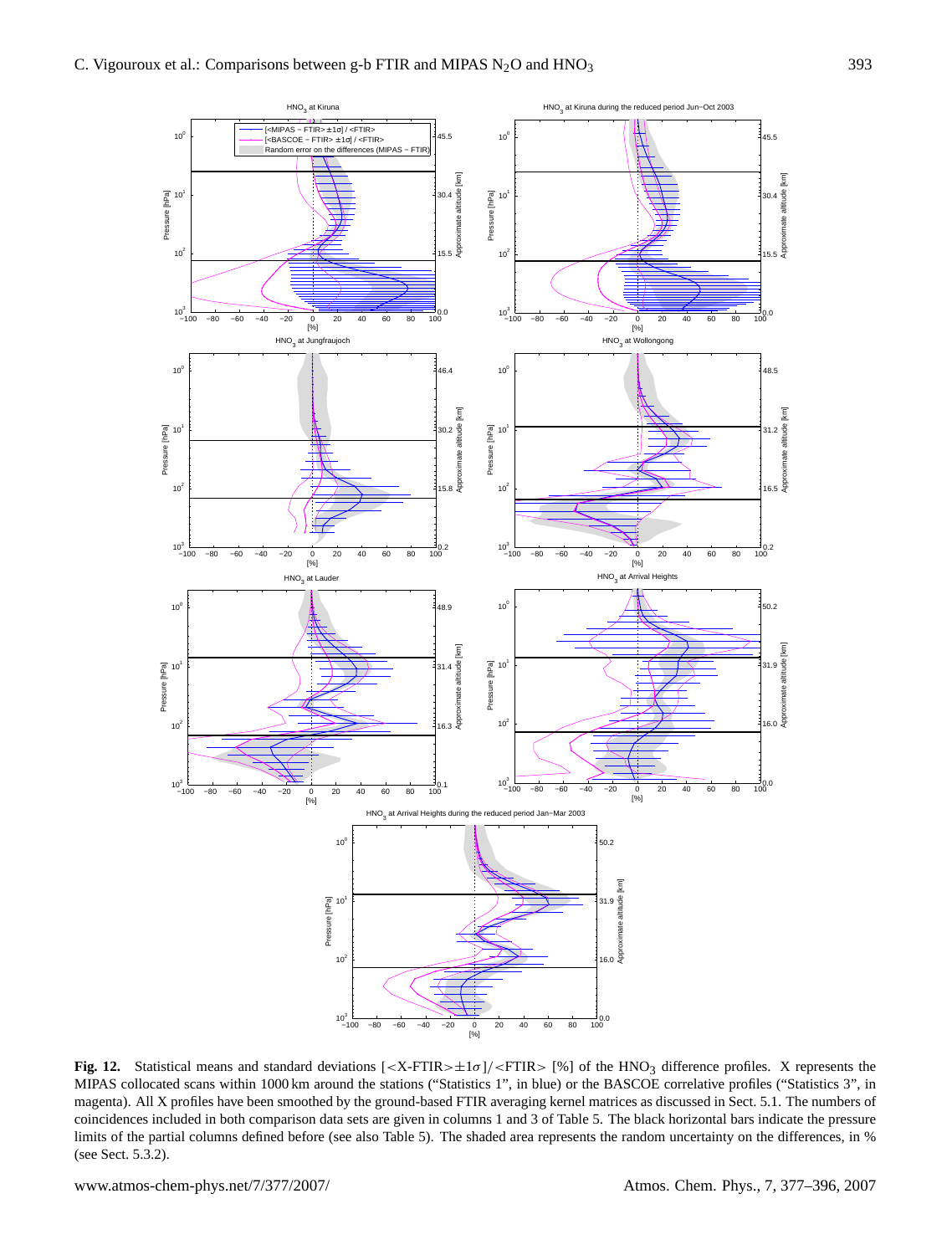**Fig. 12.** Statistical means and standard deviations [<X-FTIR>±1σ]/<FTIR> [%] of the $HNO_3$ difference profiles. X represents the MIPAS collocated scans within 1000 km around the stations ("Statistics 1", in blue) or the BASCOE correlative profiles ("Statistics 3", in magenta). All X profiles have been smoothed by the ground-based FTIR averaging kernel matrices as discussed in Sect. 5.1. The numbers of coincidences included in both comparison data sets are given in columns 1 and 3 of Table 5. The black horizontal bars indicate the pressure limits of the partial columns defined before (see also Table 5). The shaded area represents the random uncertainty on the differences, in % (see Sect. 5.3.2).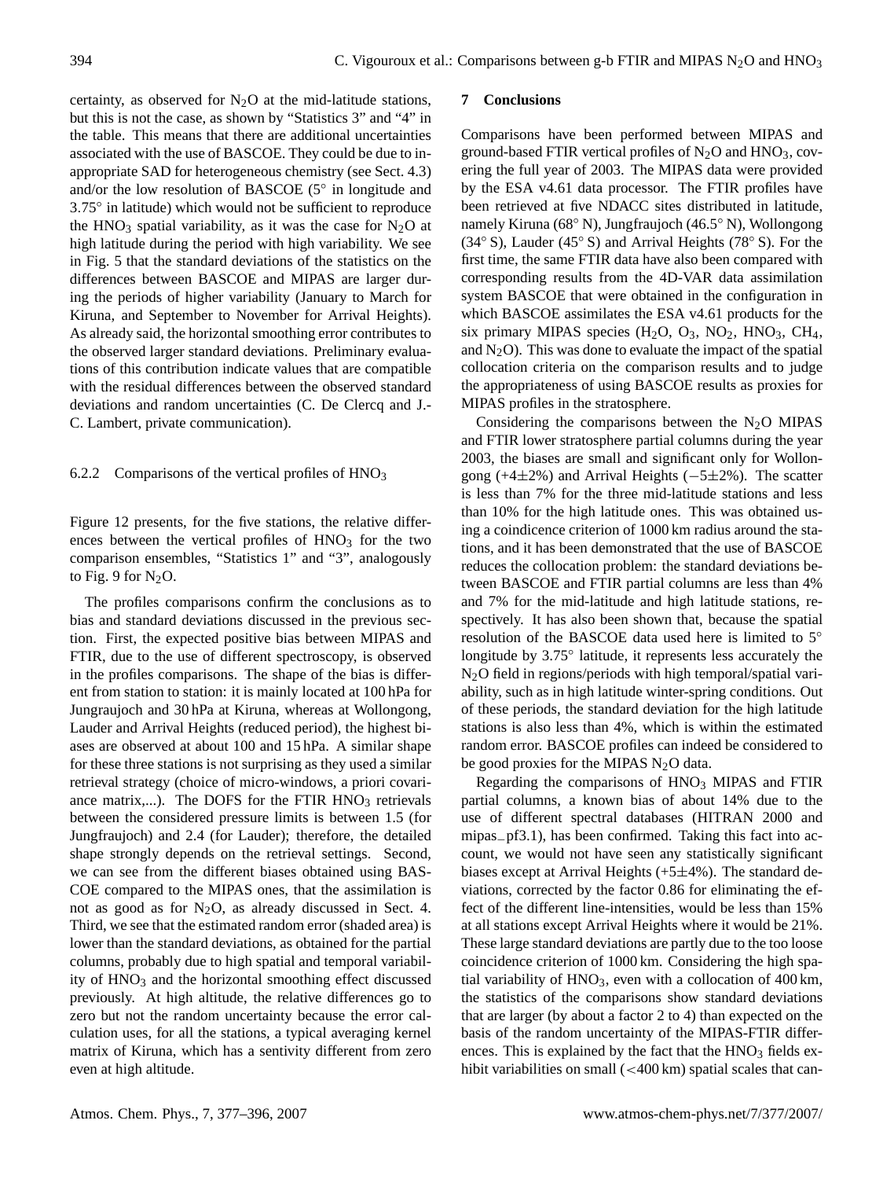certainty, as observed for $N_2O$ at the mid-latitude stations, but this is not the case, as shown by "Statistics 3" and "4" in the table. This means that there are additional uncertainties associated with the use of BASCOE. They could be due to inappropriate SAD for heterogeneous chemistry (see Sect. 4.3) and/or the low resolution of BASCOE (5° in longitude and 3.75° in latitude) which would not be sufficient to reproduce the $HNO_3$ spatial variability, as it was the case for $N_2O$ at high latitude during the period with high variability. We see in Fig. 5 that the standard deviations of the statistics on the differences between BASCOE and MIPAS are larger during the periods of higher variability (January to March for Kiruna, and September to November for Arrival Heights). As already said, the horizontal smoothing error contributes to the observed larger standard deviations. Preliminary evaluations of this contribution indicate values that are compatible with the residual differences between the observed standard deviations and random uncertainties (C. De Clercq and J.-C. Lambert, private communication).

#### 6.2.2 Comparisons of the vertical profiles of $HNO_3$

Figure 12 presents, for the five stations, the relative differences between the vertical profiles of $HNO_3$ for the two comparison ensembles, "Statistics 1" and "3", analogously to Fig. 9 for $N_2O$.

The profiles comparisons confirm the conclusions as to bias and standard deviations discussed in the previous section. First, the expected positive bias between MIPAS and FTIR, due to the use of different spectroscopy, is observed in the profiles comparisons. The shape of the bias is different from station to station: it is mainly located at 100 hPa for Jungraujoch and 30 hPa at Kiruna, whereas at Wollongong, Lauder and Arrival Heights (reduced period), the highest biases are observed at about 100 and 15 hPa. A similar shape for these three stations is not surprising as they used a similar retrieval strategy (choice of micro-windows, a priori covariance matrix,...). The DOFS for the FTIR $HNO_3$ retrievals between the considered pressure limits is between 1.5 (for Jungfraujoch) and 2.4 (for Lauder); therefore, the detailed shape strongly depends on the retrieval settings. Second, we can see from the different biases obtained using BASCOE compared to the MIPAS ones, that the assimilation is not as good as for $N_2O$, as already discussed in Sect. 4. Third, we see that the estimated random error (shaded area) is lower than the standard deviations, as obtained for the partial columns, probably due to high spatial and temporal variability of $HNO_3$ and the horizontal smoothing effect discussed previously. At high altitude, the relative differences go to zero but not the random uncertainty because the error calculation uses, for all the stations, a typical averaging kernel matrix of Kiruna, which has a sentivity different from zero even at high altitude.

## 7 Conclusions

Comparisons have been performed between MIPAS and ground-based FTIR vertical profiles of $N_2O$ and $HNO_3$, covering the full year of 2003. The MIPAS data were provided by the ESA v4.61 data processor. The FTIR profiles have been retrieved at five NDACC sites distributed in latitude, namely Kiruna (68° N), Jungfraujoch (46.5° N), Wollongong (34° S), Lauder (45° S) and Arrival Heights (78° S). For the first time, the same FTIR data have also been compared with corresponding results from the 4D-VAR data assimilation system BASCOE that were obtained in the configuration in which BASCOE assimilates the ESA v4.61 products for the six primary MIPAS species ($H_2O$, $O_3$, $NO_2$, $HNO_3$, $CH_4$, and $N_2O$). This was done to evaluate the impact of the spatial collocation criteria on the comparison results and to judge the appropriateness of using BASCOE results as proxies for MIPAS profiles in the stratosphere.

Considering the comparisons between the $N_2O$ MIPAS and FTIR lower stratosphere partial columns during the year 2003, the biases are small and significant only for Wollongong (+4±2%) and Arrival Heights (−5±2%). The scatter is less than 7% for the three mid-latitude stations and less than 10% for the high latitude ones. This was obtained using a coindicence criterion of 1000 km radius around the stations, and it has been demonstrated that the use of BASCOE reduces the collocation problem: the standard deviations between BASCOE and FTIR partial columns are less than 4% and 7% for the mid-latitude and high latitude stations, respectively. It has also been shown that, because the spatial resolution of the BASCOE data used here is limited to 5° longitude by 3.75° latitude, it represents less accurately the $N_2O$ field in regions/periods with high temporal/spatial variability, such as in high latitude winter-spring conditions. Out of these periods, the standard deviation for the high latitude stations is also less than 4%, which is within the estimated random error. BASCOE profiles can indeed be considered to be good proxies for the MIPAS $N_2O$ data.

Regarding the comparisons of $HNO_3$ MIPAS and FTIR partial columns, a known bias of about 14% due to the use of different spectral databases (HITRAN 2000 and mipas_pf3.1), has been confirmed. Taking this fact into account, we would not have seen any statistically significant biases except at Arrival Heights (+5±4%). The standard deviations, corrected by the factor 0.86 for eliminating the effect of the different line-intensities, would be less than 15% at all stations except Arrival Heights where it would be 21%. These large standard deviations are partly due to the too loose coincidence criterion of 1000 km. Considering the high spatial variability of $HNO_3$, even with a collocation of 400 km, the statistics of the comparisons show standard deviations that are larger (by about a factor 2 to 4) than expected on the basis of the random uncertainty of the MIPAS-FTIR differences. This is explained by the fact that the $HNO_3$ fields exhibit variabilities on small (<400 km) spatial scales that can-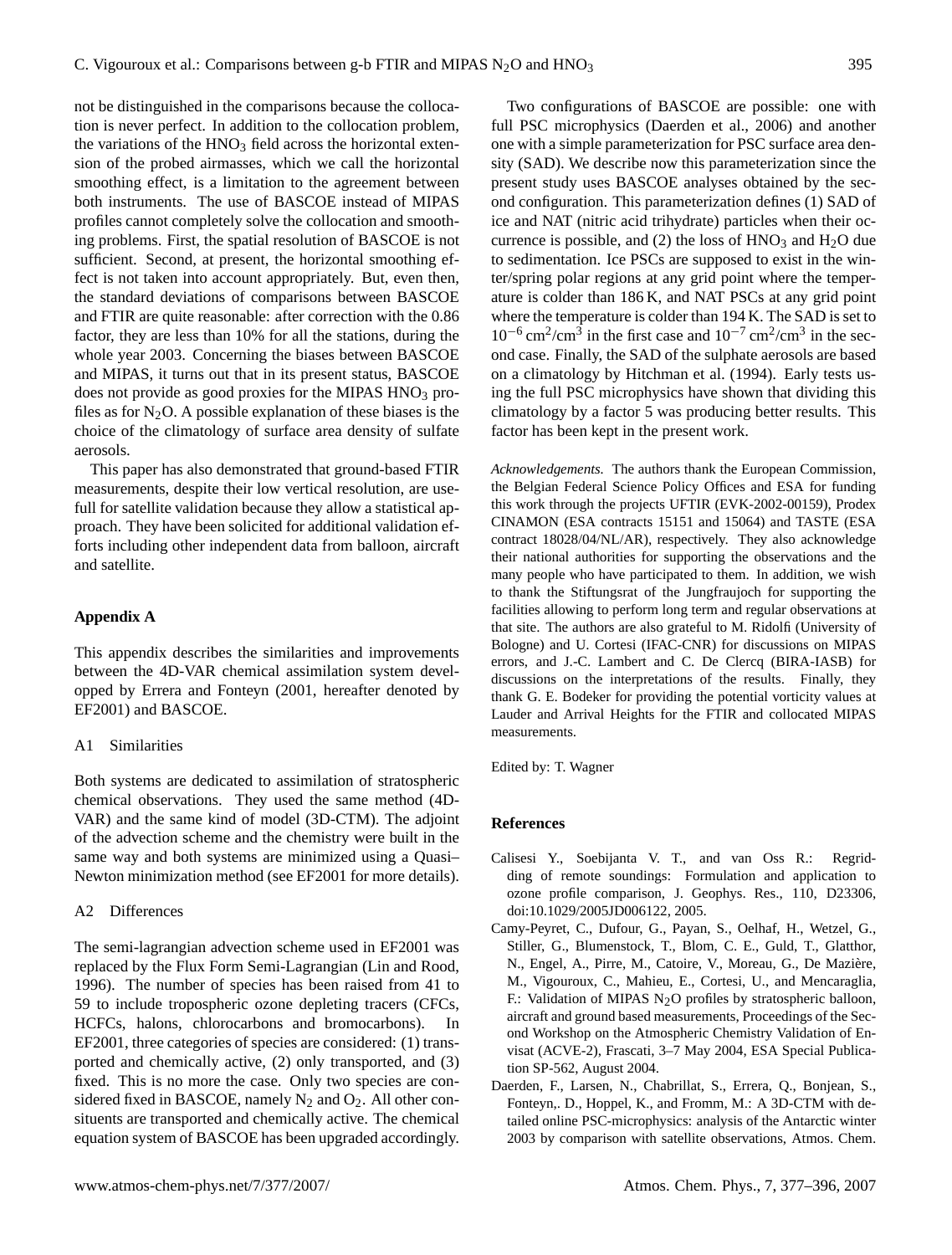not be distinguished in the comparisons because the collocation is never perfect. In addition to the collocation problem, the variations of the $HNO_3$ field across the horizontal extension of the probed airmasses, which we call the horizontal smoothing effect, is a limitation to the agreement between both instruments. The use of BASCOE instead of MIPAS profiles cannot completely solve the collocation and smoothing problems. First, the spatial resolution of BASCOE is not sufficient. Second, at present, the horizontal smoothing effect is not taken into account appropriately. But, even then, the standard deviations of comparisons between BASCOE and FTIR are quite reasonable: after correction with the 0.86 factor, they are less than 10% for all the stations, during the whole year 2003. Concerning the biases between BASCOE and MIPAS, it turns out that in its present status, BASCOE does not provide as good proxies for the MIPAS $HNO_3$ profiles as for $N_2O$. A possible explanation of these biases is the choice of the climatology of surface area density of sulfate aerosols.

This paper has also demonstrated that ground-based FTIR measurements, despite their low vertical resolution, are usefull for satellite validation because they allow a statistical approach. They have been solicited for additional validation efforts including other independent data from balloon, aircraft and satellite.

## Appendix A

This appendix describes the similarities and improvements between the 4D-VAR chemical assimilation system developped by Errera and Fonteyn (2001, hereafter denoted by EF2001) and BASCOE.

### A1 Similarities

Both systems are dedicated to assimilation of stratospheric chemical observations. They used the same method (4D-VAR) and the same kind of model (3D-CTM). The adjoint of the advection scheme and the chemistry were built in the same way and both systems are minimized using a Quasi–Newton minimization method (see EF2001 for more details).

### A2 Differences

The semi-lagrangian advection scheme used in EF2001 was replaced by the Flux Form Semi-Lagrangian (Lin and Rood, 1996). The number of species has been raised from 41 to 59 to include tropospheric ozone depleting tracers (CFCs, HCFCs, halons, chlorocarbons and bromocarbons). In EF2001, three categories of species are considered: (1) transported and chemically active, (2) only transported, and (3) fixed. This is no more the case. Only two species are considered fixed in BASCOE, namely $N_2$ and $O_2$. All other consituents are transported and chemically active. The chemical equation system of BASCOE has been upgraded accordingly.

Two configurations of BASCOE are possible: one with full PSC microphysics (Daerden et al., 2006) and another one with a simple parameterization for PSC surface area density (SAD). We describe now this parameterization since the present study uses BASCOE analyses obtained by the second configuration. This parameterization defines (1) SAD of ice and NAT (nitric acid trihydrate) particles when their occurrence is possible, and (2) the loss of $HNO_3$ and $H_2O$ due to sedimentation. Ice PSCs are supposed to exist in the winter/spring polar regions at any grid point where the temperature is colder than 186 K, and NAT PSCs at any grid point where the temperature is colder than 194 K. The SAD is set to $10^{-6}$ $cm^2/cm^3$ in the first case and $10^{-7}$ $cm^2/cm^3$ in the second case. Finally, the SAD of the sulphate aerosols are based on a climatology by Hitchman et al. (1994). Early tests using the full PSC microphysics have shown that dividing this climatology by a factor 5 was producing better results. This factor has been kept in the present work.

*Acknowledgements.* The authors thank the European Commission, the Belgian Federal Science Policy Offices and ESA for funding this work through the projects UFTIR (EVK-2002-00159), Prodex CINAMON (ESA contracts 15151 and 15064) and TASTE (ESA contract 18028/04/NL/AR), respectively. They also acknowledge their national authorities for supporting the observations and the many people who have participated to them. In addition, we wish to thank the Stiftungsrat of the Jungfraujoch for supporting the facilities allowing to perform long term and regular observations at that site. The authors are also grateful to M. Ridolfi (University of Bologne) and U. Cortesi (IFAC-CNR) for discussions on MIPAS errors, and J.-C. Lambert and C. De Clercq (BIRA-IASB) for discussions on the interpretations of the results. Finally, they thank G. E. Bodeker for providing the potential vorticity values at Lauder and Arrival Heights for the FTIR and collocated MIPAS measurements.

Edited by: T. Wagner

## References

Calisesi Y., Soebijanta V. T., and van Oss R.: Regridding of remote soundings: Formulation and application to ozone profile comparison, J. Geophys. Res., 110, D23306, doi:10.1029/2005JD006122, 2005.

Camy-Peyret, C., Dufour, G., Payan, S., Oelhaf, H., Wetzel, G., Stiller, G., Blumenstock, T., Blom, C. E., Guld, T., Glatthor, N., Engel, A., Pirre, M., Catoire, V., Moreau, G., De Mazière, M., Vigouroux, C., Mahieu, E., Cortesi, U., and Mencaraglia, F.: Validation of MIPAS $N_2O$ profiles by stratospheric balloon, aircraft and ground based measurements, Proceedings of the Second Workshop on the Atmospheric Chemistry Validation of Envisat (ACVE-2), Frascati, 3–7 May 2004, ESA Special Publication SP-562, August 2004.

Daerden, F., Larsen, N., Chabrillat, S., Errera, Q., Bonjean, S., Fonteyn,. D., Hoppel, K., and Fromm, M.: A 3D-CTM with detailed online PSC-microphysics: analysis of the Antarctic winter 2003 by comparison with satellite observations, Atmos. Chem.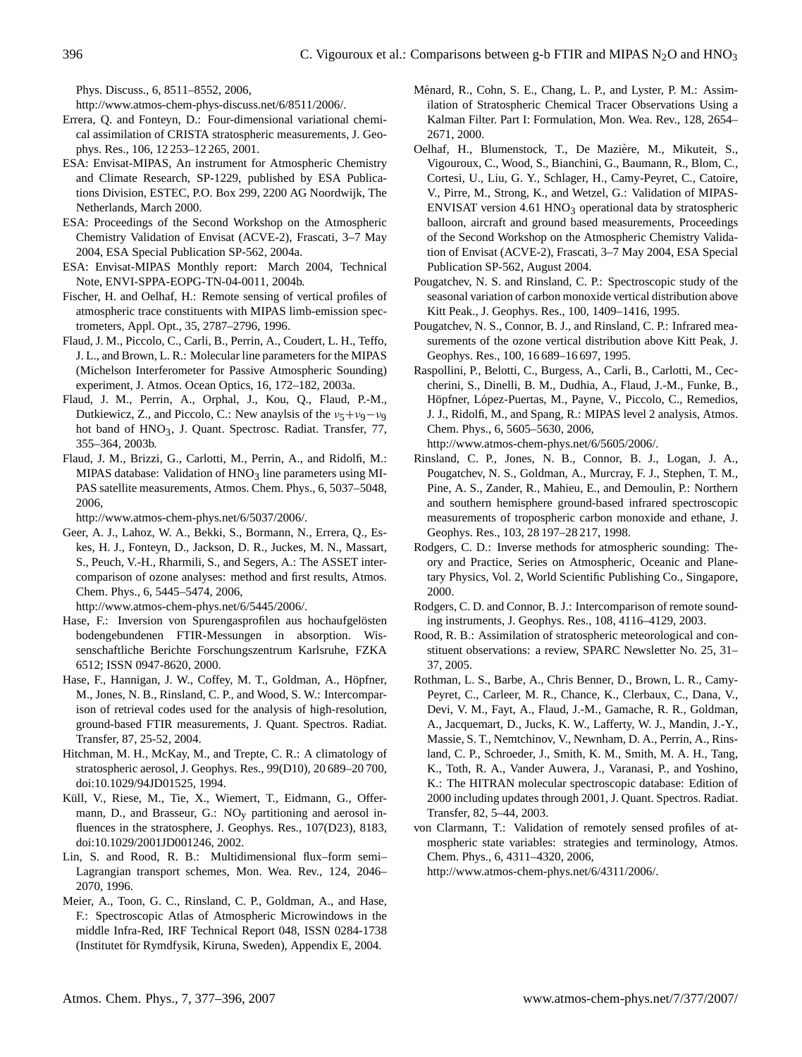Phys. Discuss., 6, 8511–8552, 2006, http://www.atmos-chem-phys-discuss.net/6/8511/2006/.

Errera, Q. and Fonteyn, D.: Four-dimensional variational chemical assimilation of CRISTA stratospheric measurements, J. Geophys. Res., 106, 12 253–12 265, 2001.

ESA: Envisat-MIPAS, An instrument for Atmospheric Chemistry and Climate Research, SP-1229, published by ESA Publications Division, ESTEC, P.O. Box 299, 2200 AG Noordwijk, The Netherlands, March 2000.

ESA: Proceedings of the Second Workshop on the Atmospheric Chemistry Validation of Envisat (ACVE-2), Frascati, 3–7 May 2004, ESA Special Publication SP-562, 2004a.

ESA: Envisat-MIPAS Monthly report: March 2004, Technical Note, ENVI-SPPA-EOPG-TN-04-0011, 2004b.

Fischer, H. and Oelhaf, H.: Remote sensing of vertical profiles of atmospheric trace constituents with MIPAS limb-emission spectrometers, Appl. Opt., 35, 2787–2796, 1996.

Flaud, J. M., Piccolo, C., Carli, B., Perrin, A., Coudert, L. H., Teffo, J. L., and Brown, L. R.: Molecular line parameters for the MIPAS (Michelson Interferometer for Passive Atmospheric Sounding) experiment, J. Atmos. Ocean Optics, 16, 172–182, 2003a.

Flaud, J. M., Perrin, A., Orphal, J., Kou, Q., Flaud, P.-M., Dutkiewicz, Z., and Piccolo, C.: New anaylsis of the $\nu_5+\nu_9-\nu_9$ hot band of $HNO_3$, J. Quant. Spectrosc. Radiat. Transfer, 77, 355–364, 2003b.

Flaud, J. M., Brizzi, G., Carlotti, M., Perrin, A., and Ridolfi, M.: MIPAS database: Validation of $HNO_3$ line parameters using MIPAS satellite measurements, Atmos. Chem. Phys., 6, 5037–5048, 2006, http://www.atmos-chem-phys.net/6/5037/2006/.

Geer, A. J., Lahoz, W. A., Bekki, S., Bormann, N., Errera, Q., Eskes, H. J., Fonteyn, D., Jackson, D. R., Juckes, M. N., Massart, S., Peuch, V.-H., Rharmili, S., and Segers, A.: The ASSET intercomparison of ozone analyses: method and first results, Atmos. Chem. Phys., 6, 5445–5474, 2006, http://www.atmos-chem-phys.net/6/5445/2006/.

Hase, F.: Inversion von Spurengasprofilen aus hochaufgelösten bodengebundenen FTIR-Messungen in absorption. Wissenschaftliche Berichte Forschungszentrum Karlsruhe, FZKA 6512; ISSN 0947-8620, 2000.

Hase, F., Hannigan, J. W., Coffey, M. T., Goldman, A., Höpfner, M., Jones, N. B., Rinsland, C. P., and Wood, S. W.: Intercomparison of retrieval codes used for the analysis of high-resolution, ground-based FTIR measurements, J. Quant. Spectros. Radiat. Transfer, 87, 25-52, 2004.

Hitchman, M. H., McKay, M., and Trepte, C. R.: A climatology of stratospheric aerosol, J. Geophys. Res., 99(D10), 20 689–20 700, doi:10.1029/94JD01525, 1994.

Küll, V., Riese, M., Tie, X., Wiemert, T., Eidmann, G., Offermann, D., and Brasseur, G.: $NO_y$ partitioning and aerosol influences in the stratosphere, J. Geophys. Res., 107(D23), 8183, doi:10.1029/2001JD001246, 2002.

Lin, S. and Rood, R. B.: Multidimensional flux–form semi–Lagrangian transport schemes, Mon. Wea. Rev., 124, 2046–2070, 1996.

Meier, A., Toon, G. C., Rinsland, C. P., Goldman, A., and Hase, F.: Spectroscopic Atlas of Atmospheric Microwindows in the middle Infra-Red, IRF Technical Report 048, ISSN 0284-1738 (Institutet för Rymdfysik, Kiruna, Sweden), Appendix E, 2004.

Ménard, R., Cohn, S. E., Chang, L. P., and Lyster, P. M.: Assimilation of Stratospheric Chemical Tracer Observations Using a Kalman Filter. Part I: Formulation, Mon. Wea. Rev., 128, 2654–2671, 2000.

Oelhaf, H., Blumenstock, T., De Mazière, M., Mikuteit, S., Vigouroux, C., Wood, S., Bianchini, G., Baumann, R., Blom, C., Cortesi, U., Liu, G. Y., Schlager, H., Camy-Peyret, C., Catoire, V., Pirre, M., Strong, K., and Wetzel, G.: Validation of MIPAS-ENVISAT version 4.61 $HNO_3$ operational data by stratospheric balloon, aircraft and ground based measurements, Proceedings of the Second Workshop on the Atmospheric Chemistry Validation of Envisat (ACVE-2), Frascati, 3–7 May 2004, ESA Special Publication SP-562, August 2004.

Pougatchev, N. S. and Rinsland, C. P.: Spectroscopic study of the seasonal variation of carbon monoxide vertical distribution above Kitt Peak., J. Geophys. Res., 100, 1409–1416, 1995.

Pougatchev, N. S., Connor, B. J., and Rinsland, C. P.: Infrared measurements of the ozone vertical distribution above Kitt Peak, J. Geophys. Res., 100, 16 689–16 697, 1995.

Raspollini, P., Belotti, C., Burgess, A., Carli, B., Carlotti, M., Ceccherini, S., Dinelli, B. M., Dudhia, A., Flaud, J.-M., Funke, B., Höpfner, López-Puertas, M., Payne, V., Piccolo, C., Remedios, J. J., Ridolfi, M., and Spang, R.: MIPAS level 2 analysis, Atmos. Chem. Phys., 6, 5605–5630, 2006, http://www.atmos-chem-phys.net/6/5605/2006/.

Rinsland, C. P., Jones, N. B., Connor, B. J., Logan, J. A., Pougatchev, N. S., Goldman, A., Murcray, F. J., Stephen, T. M., Pine, A. S., Zander, R., Mahieu, E., and Demoulin, P.: Northern and southern hemisphere ground-based infrared spectroscopic measurements of tropospheric carbon monoxide and ethane, J. Geophys. Res., 103, 28 197–28 217, 1998.

Rodgers, C. D.: Inverse methods for atmospheric sounding: Theory and Practice, Series on Atmospheric, Oceanic and Planetary Physics, Vol. 2, World Scientific Publishing Co., Singapore, 2000.

Rodgers, C. D. and Connor, B. J.: Intercomparison of remote sounding instruments, J. Geophys. Res., 108, 4116–4129, 2003.

Rood, R. B.: Assimilation of stratospheric meteorological and constituent observations: a review, SPARC Newsletter No. 25, 31–37, 2005.

Rothman, L. S., Barbe, A., Chris Benner, D., Brown, L. R., Camy-Peyret, C., Carleer, M. R., Chance, K., Clerbaux, C., Dana, V., Devi, V. M., Fayt, A., Flaud, J.-M., Gamache, R. R., Goldman, A., Jacquemart, D., Jucks, K. W., Lafferty, W. J., Mandin, J.-Y., Massie, S. T., Nemtchinov, V., Newnham, D. A., Perrin, A., Rinsland, C. P., Schroeder, J., Smith, K. M., Smith, M. A. H., Tang, K., Toth, R. A., Vander Auwera, J., Varanasi, P., and Yoshino, K.: The HITRAN molecular spectroscopic database: Edition of 2000 including updates through 2001, J. Quant. Spectros. Radiat. Transfer, 82, 5–44, 2003.

von Clarmann, T.: Validation of remotely sensed profiles of atmospheric state variables: strategies and terminology, Atmos. Chem. Phys., 6, 4311–4320, 2006, http://www.atmos-chem-phys.net/6/4311/2006/.